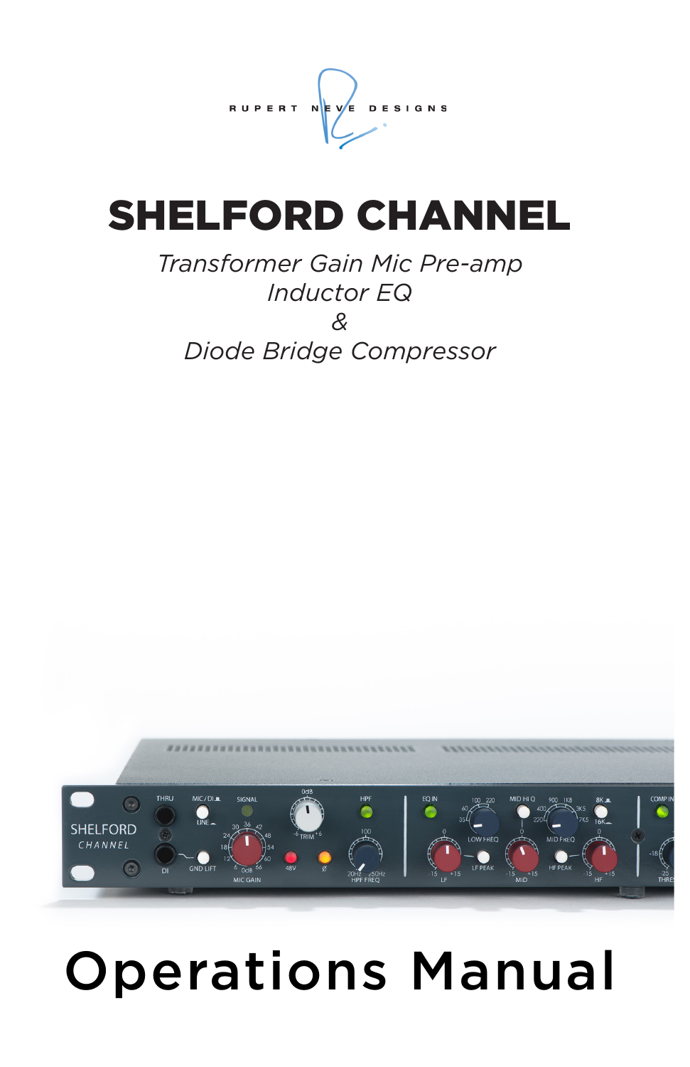RUPERT NEVE DESIGNS

# SHELFORD CHANNEL

*Transformer Gain Mic Pre-amp*
*Inductor EQ*
*&*
*Diode Bridge Compressor*

# Operations Manual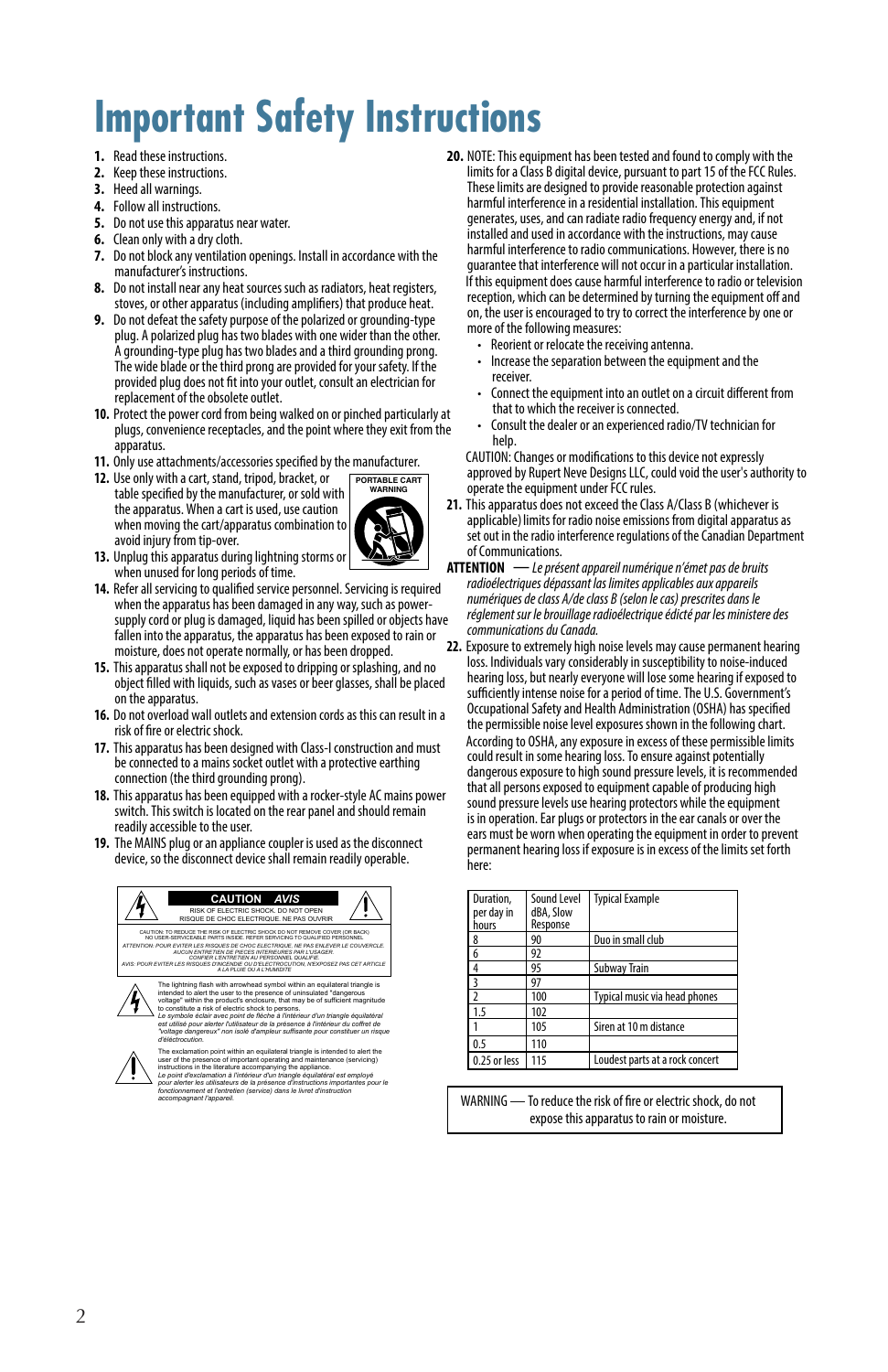# Important Safety Instructions

1. Read these instructions.
2. Keep these instructions.
3. Heed all warnings.
4. Follow all instructions.
5. Do not use this apparatus near water.
6. Clean only with a dry cloth.
7. Do not block any ventilation openings. Install in accordance with the manufacturer's instructions.
8. Do not install near any heat sources such as radiators, heat registers, stoves, or other apparatus (including amplifiers) that produce heat.
9. Do not defeat the safety purpose of the polarized or grounding-type plug. A polarized plug has two blades with one wider than the other. A grounding-type plug has two blades and a third grounding prong. The wide blade or the third prong are provided for your safety. If the provided plug does not fit into your outlet, consult an electrician for replacement of the obsolete outlet.
10. Protect the power cord from being walked on or pinched particularly at plugs, convenience receptacles, and the point where they exit from the apparatus.
11. Only use attachments/accessories specified by the manufacturer.
12. Use only with a cart, stand, tripod, bracket, or table specified by the manufacturer, or sold with the apparatus. When a cart is used, use caution when moving the cart/apparatus combination to avoid injury from tip-over.

PORTABLE CART WARNING

13. Unplug this apparatus during lightning storms or when unused for long periods of time.
14. Refer all servicing to qualified service personnel. Servicing is required when the apparatus has been damaged in any way, such as power-supply cord or plug is damaged, liquid has been spilled or objects have fallen into the apparatus, the apparatus has been exposed to rain or moisture, does not operate normally, or has been dropped.
15. This apparatus shall not be exposed to dripping or splashing, and no object filled with liquids, such as vases or beer glasses, shall be placed on the apparatus.
16. Do not overload wall outlets and extension cords as this can result in a risk of fire or electric shock.
17. This apparatus has been designed with Class-I construction and must be connected to a mains socket outlet with a protective earthing connection (the third grounding prong).
18. This apparatus has been equipped with a rocker-style AC mains power switch. This switch is located on the rear panel and should remain readily accessible to the user.
19. The MAINS plug or an appliance coupler is used as the disconnect device, so the disconnect device shall remain readily operable.

**CAUTION** *AVIS*

RISK OF ELECTRIC SHOCK. DO NOT OPEN
RISQUE DE CHOC ELECTRIQUE. NE PAS OUVRIR

CAUTION: TO REDUCE THE RISK OF ELECTRIC SHOCK DO NOT REMOVE COVER (OR BACK) NO USER-SERVICEABLE PARTS INSIDE. REFER SERVICING TO QUALIFIED PERSONNEL
*ATTENTION: POUR EVITER LES RISQUES DE CHOC ELECTRIQUE, NE PAS ENLEVER LE COUVERCLE. AUCUN ENTRETIEN DE PIECES INTERIEURES PAR L'USAGER. CONFIER L'ENTRETIEN AU PERSONNEL QUALIFIE.*
*AVIS: POUR EVITER LES RISQUES D'INCENDIE OU D'ELECTROCUTION, N'EXPOSEZ PAS CET ARTICLE A LA PLUIE OU A L'HUMIDITE*

The lightning flash with arrowhead symbol within an equilateral triangle is intended to alert the user to the presence of uninsulated "dangerous voltage" within the product's enclosure, that may be of sufficient magnitude to constitute a risk of electric shock to persons.
*Le symbole éclair avec point de flèche à l'intérieur d'un triangle équilatéral est utilisé pour alerter l'utilisateur de la présence à l'intérieur du coffret de "voltage dangereux" non isolé d'ampleur suffisante pour constituer un risque d'éléctrocution.*

The exclamation point within an equilateral triangle is intended to alert the user of the presence of important operating and maintenance (servicing) instructions in the literature accompanying the appliance.
*Le point d'exclamation à l'intérieur d'un triangle équilatéral est employé pour alerter les utilisateurs de la présence d'instructions importantes pour le fonctionnement et l'entretien (service) dans le livret d'instruction accompagnant l'appareil.*

20. NOTE: This equipment has been tested and found to comply with the limits for a Class B digital device, pursuant to part 15 of the FCC Rules. These limits are designed to provide reasonable protection against harmful interference in a residential installation. This equipment generates, uses, and can radiate radio frequency energy and, if not installed and used in accordance with the instructions, may cause harmful interference to radio communications. However, there is no guarantee that interference will not occur in a particular installation. If this equipment does cause harmful interference to radio or television reception, which can be determined by turning the equipment off and on, the user is encouraged to try to correct the interference by one or more of the following measures:
    - Reorient or relocate the receiving antenna.
    - Increase the separation between the equipment and the receiver.
    - Connect the equipment into an outlet on a circuit different from that to which the receiver is connected.
    - Consult the dealer or an experienced radio/TV technician for help.

    CAUTION: Changes or modifications to this device not expressly approved by Rupert Neve Designs LLC, could void the user's authority to operate the equipment under FCC rules.
21. This apparatus does not exceed the Class A/Class B (whichever is applicable) limits for radio noise emissions from digital apparatus as set out in the radio interference regulations of the Canadian Department of Communications.

**ATTENTION** — *Le présent appareil numérique n'émet pas de bruits radioélectriques dépassant las limites applicables aux appareils numériques de class A/de class B (selon le cas) prescrites dans le réglement sur le brouillage radioélectrique édicté par les ministere des communications du Canada.*

22. Exposure to extremely high noise levels may cause permanent hearing loss. Individuals vary considerably in susceptibility to noise-induced hearing loss, but nearly everyone will lose some hearing if exposed to sufficiently intense noise for a period of time. The U.S. Government's Occupational Safety and Health Administration (OSHA) has specified the permissible noise level exposures shown in the following chart. According to OSHA, any exposure in excess of these permissible limits could result in some hearing loss. To ensure against potentially dangerous exposure to high sound pressure levels, it is recommended that all persons exposed to equipment capable of producing high sound pressure levels use hearing protectors while the equipment is in operation. Ear plugs or protectors in the ear canals or over the ears must be worn when operating the equipment in order to prevent permanent hearing loss if exposure is in excess of the limits set forth here:

| Duration, per day in hours | Sound Level dBA, Slow Response | Typical Example |
|---|---|---|
| 8 | 90 | Duo in small club |
| 6 | 92 | |
| 4 | 95 | Subway Train |
| 3 | 97 | |
| 2 | 100 | Typical music via head phones |
| 1.5 | 102 | |
| 1 | 105 | Siren at 10 m distance |
| 0.5 | 110 | |
| 0.25 or less | 115 | Loudest parts at a rock concert |

WARNING — To reduce the risk of fire or electric shock, do not expose this apparatus to rain or moisture.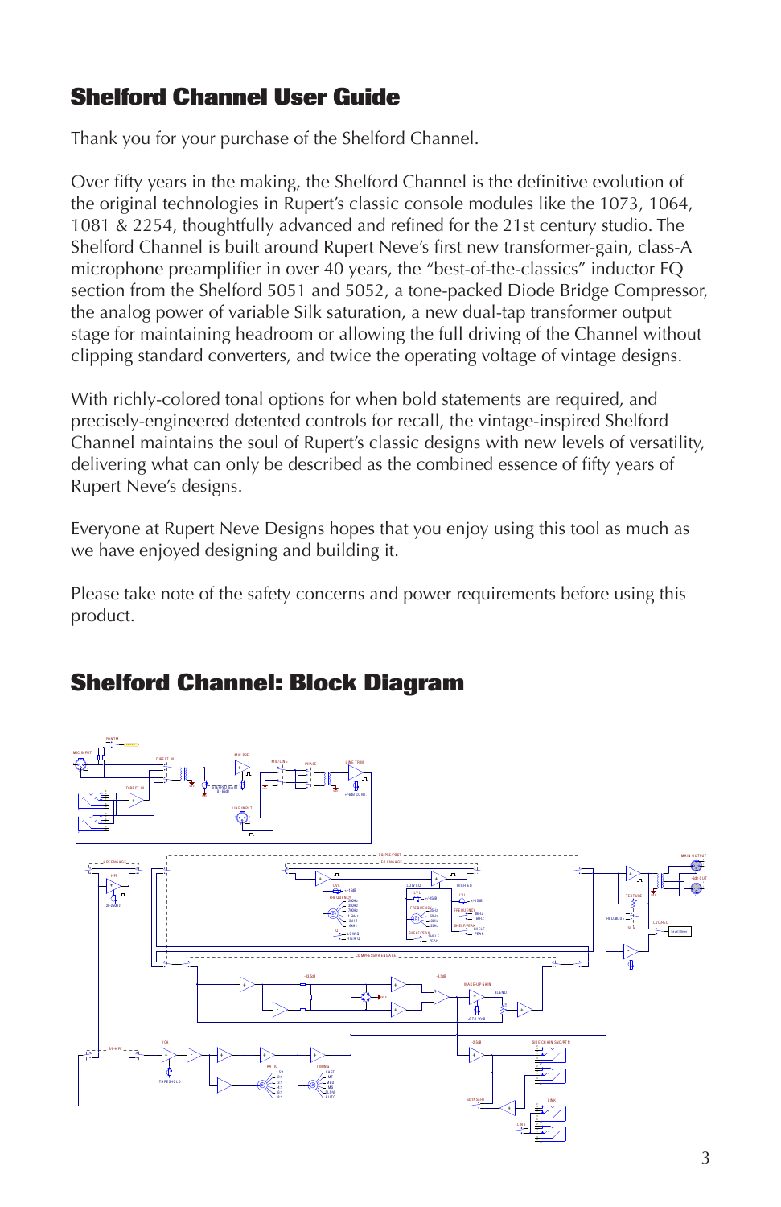# Shelford Channel User Guide

Thank you for your purchase of the Shelford Channel.

Over fifty years in the making, the Shelford Channel is the definitive evolution of the original technologies in Rupert's classic console modules like the 1073, 1064, 1081 & 2254, thoughtfully advanced and refined for the 21st century studio. The Shelford Channel is built around Rupert Neve's first new transformer-gain, class-A microphone preamplifier in over 40 years, the "best-of-the-classics" inductor EQ section from the Shelford 5051 and 5052, a tone-packed Diode Bridge Compressor, the analog power of variable Silk saturation, a new dual-tap transformer output stage for maintaining headroom or allowing the full driving of the Channel without clipping standard converters, and twice the operating voltage of vintage designs.

With richly-colored tonal options for when bold statements are required, and precisely-engineered detented controls for recall, the vintage-inspired Shelford Channel maintains the soul of Rupert's classic designs with new levels of versatility, delivering what can only be described as the combined essence of fifty years of Rupert Neve's designs.

Everyone at Rupert Neve Designs hopes that you enjoy using this tool as much as we have enjoyed designing and building it.

Please take note of the safety concerns and power requirements before using this product.

# Shelford Channel: Block Diagram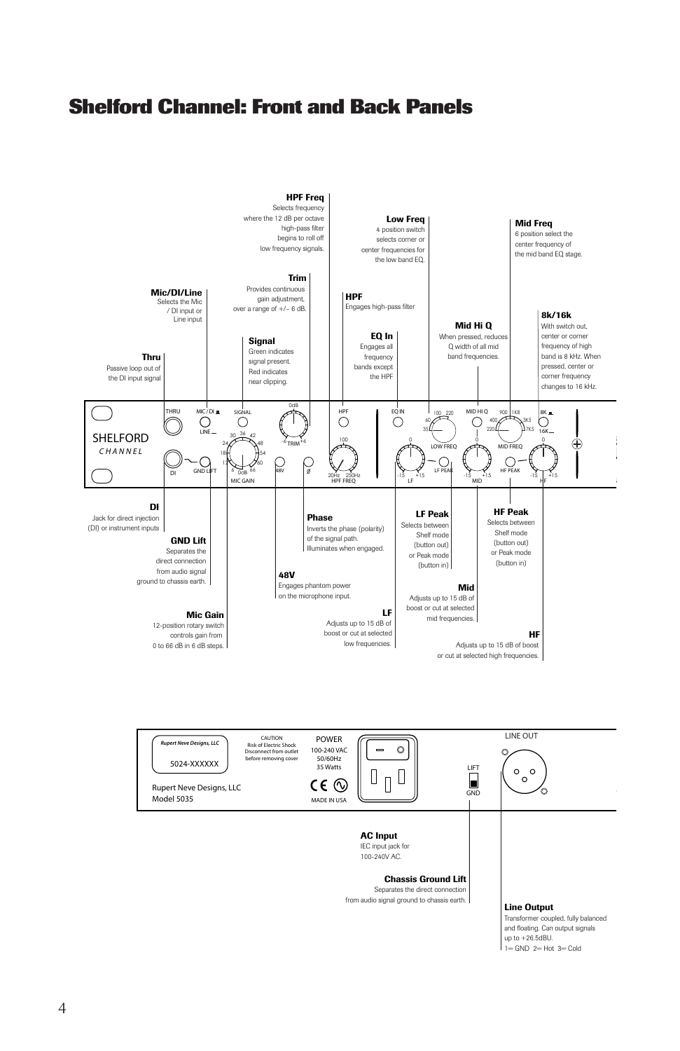# Shelford Channel: Front and Back Panels

**HPF Freq**
Selects frequency where the 12 dB per octave high-pass filter begins to roll off low frequency signals.

**Low Freq**
4 position switch selects corner or center frequencies for the low band EQ.

**Mid Freq**
6 position select the center frequency of the mid band EQ stage.

**Trim**
Provides continuous gain adjustment, over a range of +/– 6 dB.

**Mic/DI/Line**
Selects the Mic / DI input or Line input

**HPF**
Engages high-pass filter

**8k/16k**
With switch out, center or corner frequency of high band is 8 kHz. When pressed, center or corner frequency changes to 16 kHz.

**Mid Hi Q**
When pressed, reduces Q width of all mid band frequencies.

**EQ In**
Engages all frequency bands except the HPF

**Signal**
Green indicates signal present. Red indicates near clipping.

**Thru**
Passive loop out of the DI input signal

**DI**
Jack for direct injection (DI) or instrument inputs

**GND Lift**
Separates the direct connection from audio signal ground to chassis earth.

**Mic Gain**
12-position rotary switch controls gain from 0 to 66 dB in 6 dB steps.

**Phase**
Inverts the phase (polarity) of the signal path. Illuminates when engaged.

**48V**
Engages phantom power on the microphone input.

**LF Peak**
Selects between Shelf mode (button out) or Peak mode (button in)

**HF Peak**
Selects between Shelf mode (button out) or Peak mode (button in)

**Mid**
Adjusts up to 15 dB of boost or cut at selected mid frequencies.

**LF**
Adjusts up to 15 dB of boost or cut at selected low frequencies.

**HF**
Adjusts up to 15 dB of boost or cut at selected high frequencies.

**AC Input**
IEC input jack for 100-240V AC.

**Chassis Ground Lift**
Separates the direct connection from audio signal ground to chassis earth.

**Line Output**
Transformer coupled, fully balanced and floating. Can output signals up to +26.5dBU.
1= GND 2= Hot 3= Cold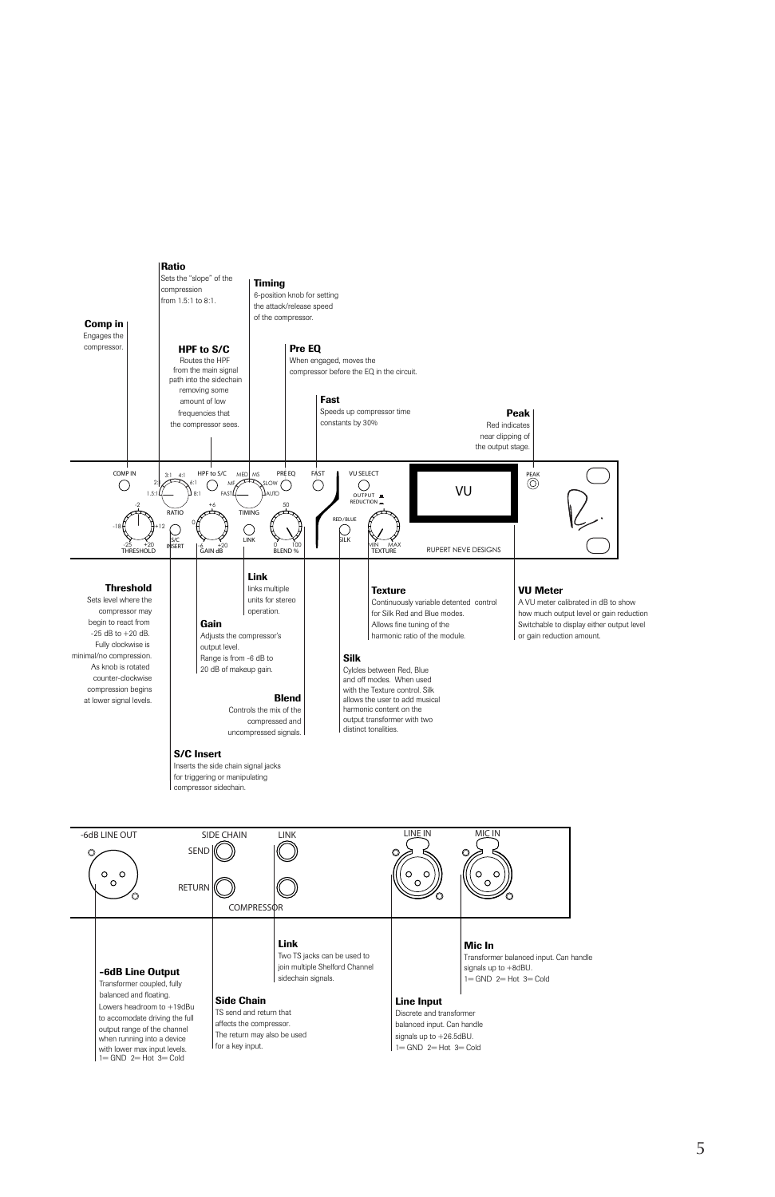**Ratio**
Sets the "slope" of the compression from 1.5:1 to 8:1.

**Timing**
6-position knob for setting the attack/release speed of the compressor.

**Comp in**
Engages the compressor.

**HPF to S/C**
Routes the HPF from the main signal path into the sidechain removing some amount of low frequencies that the compressor sees.

**Pre EQ**
When engaged, moves the compressor before the EQ in the circuit.

**Fast**
Speeds up compressor time constants by 30%

**Peak**
Red indicates near clipping of the output stage.

COMP IN
2:1 3:1 4:1 6:1 1.5:1 8:1 RATIO
HPF to S/C
MED MS MF SLOW FAST AUTO TIMING
PRE EQ
FAST
VU SELECT OUTPUT REDUCTION
VU
PEAK
-2 -18 +12 -25 +20 THRESHOLD
S/C INSERT
+6 0 -6 +20 GAIN dB
LINK
50 0 100 BLEND %
RED/BLUE SILK
MIN MAX TEXTURE
RUPERT NEVE DESIGNS

**Threshold**
Sets level where the compressor may begin to react from -25 dB to +20 dB. Fully clockwise is minimal/no compression. As knob is rotated counter-clockwise compression begins at lower signal levels.

**Link**
links multiple units for stereo operation.

**Texture**
Continuously variable detented control for Silk Red and Blue modes. Allows fine tuning of the harmonic ratio of the module.

**VU Meter**
A VU meter calibrated in dB to show how much output level or gain reduction Switchable to display either output level or gain reduction amount.

**Gain**
Adjusts the compressor's output level. Range is from -6 dB to 20 dB of makeup gain.

**Silk**
Cycles between Red, Blue and off modes. When used with the Texture control. Silk allows the user to add musical harmonic content on the output transformer with two distinct tonalities.

**Blend**
Controls the mix of the compressed and uncompressed signals.

**S/C Insert**
Inserts the side chain signal jacks for triggering or manipulating compressor sidechain.

-6dB LINE OUT
SIDE CHAIN
SEND
RETURN
LINK
COMPRESSOR
LINE IN
MIC IN

**Link**
Two TS jacks can be used to join multiple Shelford Channel sidechain signals.

**Mic In**
Transformer balanced input. Can handle signals up to +8dBU.
1= GND 2= Hot 3= Cold

**-6dB Line Output**
Transformer coupled, fully balanced and floating. Lowers headroom to +19dBu to accomodate driving the full output range of the channel when running into a device with lower max input levels.
1= GND 2= Hot 3= Cold

**Side Chain**
TS send and return that affects the compressor. The return may also be used for a key input.

**Line Input**
Discrete and transformer balanced input. Can handle signals up to +26.5dBU.
1= GND 2= Hot 3= Cold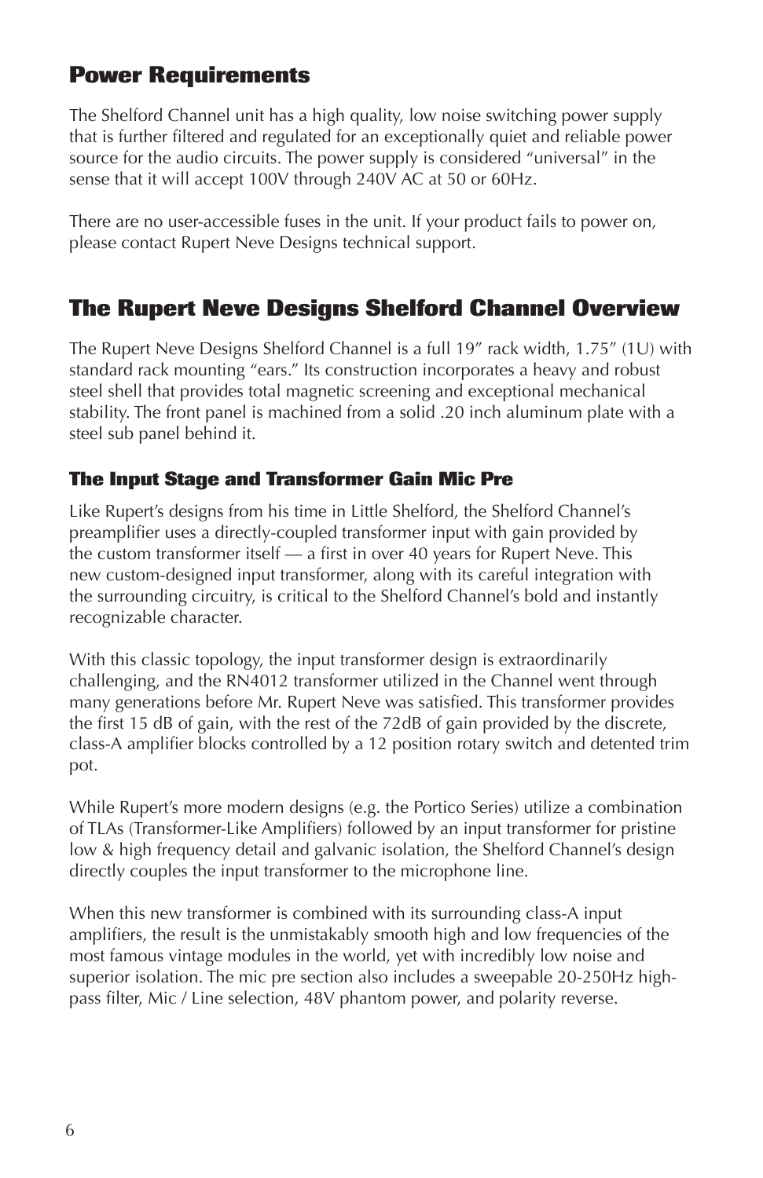## Power Requirements

The Shelford Channel unit has a high quality, low noise switching power supply that is further filtered and regulated for an exceptionally quiet and reliable power source for the audio circuits. The power supply is considered "universal" in the sense that it will accept 100V through 240V AC at 50 or 60Hz.

There are no user-accessible fuses in the unit. If your product fails to power on, please contact Rupert Neve Designs technical support.

## The Rupert Neve Designs Shelford Channel Overview

The Rupert Neve Designs Shelford Channel is a full 19" rack width, 1.75" (1U) with standard rack mounting "ears." Its construction incorporates a heavy and robust steel shell that provides total magnetic screening and exceptional mechanical stability. The front panel is machined from a solid .20 inch aluminum plate with a steel sub panel behind it.

### The Input Stage and Transformer Gain Mic Pre

Like Rupert's designs from his time in Little Shelford, the Shelford Channel's preamplifier uses a directly-coupled transformer input with gain provided by the custom transformer itself — a first in over 40 years for Rupert Neve. This new custom-designed input transformer, along with its careful integration with the surrounding circuitry, is critical to the Shelford Channel's bold and instantly recognizable character.

With this classic topology, the input transformer design is extraordinarily challenging, and the RN4012 transformer utilized in the Channel went through many generations before Mr. Rupert Neve was satisfied. This transformer provides the first 15 dB of gain, with the rest of the 72dB of gain provided by the discrete, class-A amplifier blocks controlled by a 12 position rotary switch and detented trim pot.

While Rupert's more modern designs (e.g. the Portico Series) utilize a combination of TLAs (Transformer-Like Amplifiers) followed by an input transformer for pristine low & high frequency detail and galvanic isolation, the Shelford Channel's design directly couples the input transformer to the microphone line.

When this new transformer is combined with its surrounding class-A input amplifiers, the result is the unmistakably smooth high and low frequencies of the most famous vintage modules in the world, yet with incredibly low noise and superior isolation. The mic pre section also includes a sweepable 20-250Hz high-pass filter, Mic / Line selection, 48V phantom power, and polarity reverse.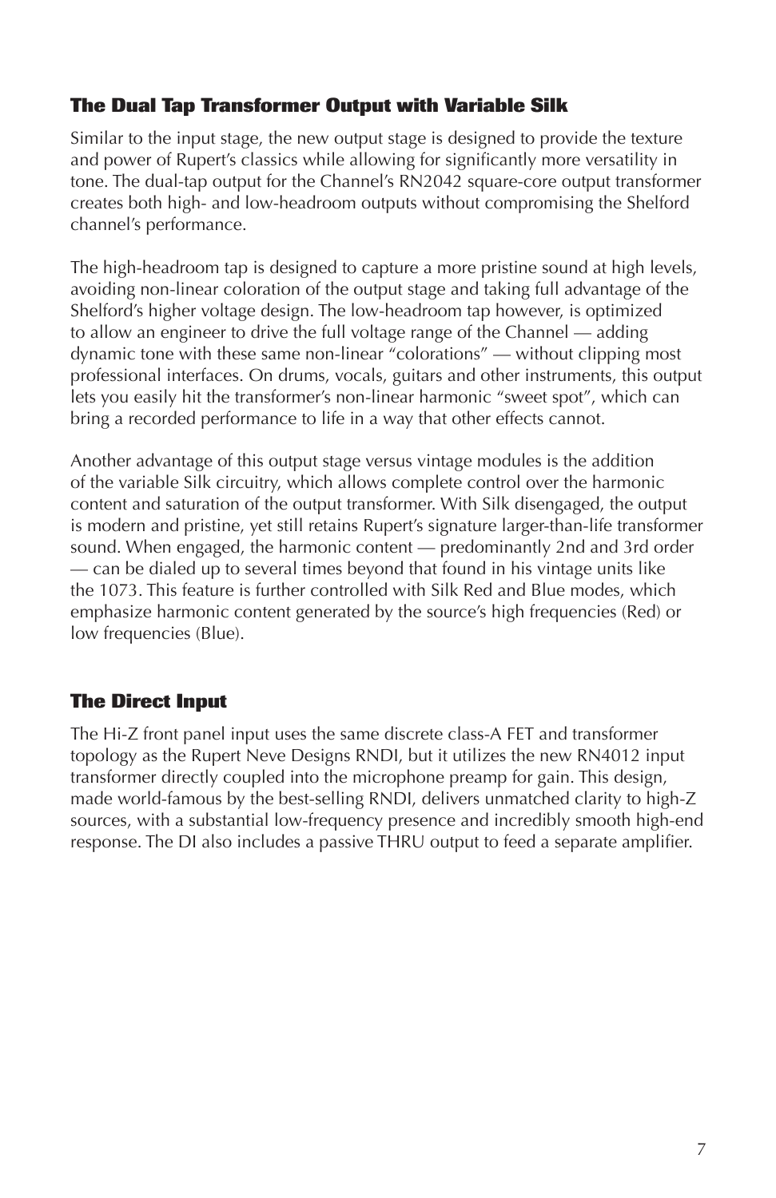### The Dual Tap Transformer Output with Variable Silk

Similar to the input stage, the new output stage is designed to provide the texture and power of Rupert's classics while allowing for significantly more versatility in tone. The dual-tap output for the Channel's RN2042 square-core output transformer creates both high- and low-headroom outputs without compromising the Shelford channel's performance.

The high-headroom tap is designed to capture a more pristine sound at high levels, avoiding non-linear coloration of the output stage and taking full advantage of the Shelford's higher voltage design. The low-headroom tap however, is optimized to allow an engineer to drive the full voltage range of the Channel — adding dynamic tone with these same non-linear "colorations" — without clipping most professional interfaces. On drums, vocals, guitars and other instruments, this output lets you easily hit the transformer's non-linear harmonic "sweet spot", which can bring a recorded performance to life in a way that other effects cannot.

Another advantage of this output stage versus vintage modules is the addition of the variable Silk circuitry, which allows complete control over the harmonic content and saturation of the output transformer. With Silk disengaged, the output is modern and pristine, yet still retains Rupert's signature larger-than-life transformer sound. When engaged, the harmonic content — predominantly 2nd and 3rd order — can be dialed up to several times beyond that found in his vintage units like the 1073. This feature is further controlled with Silk Red and Blue modes, which emphasize harmonic content generated by the source's high frequencies (Red) or low frequencies (Blue).

### The Direct Input

The Hi-Z front panel input uses the same discrete class-A FET and transformer topology as the Rupert Neve Designs RNDI, but it utilizes the new RN4012 input transformer directly coupled into the microphone preamp for gain. This design, made world-famous by the best-selling RNDI, delivers unmatched clarity to high-Z sources, with a substantial low-frequency presence and incredibly smooth high-end response. The DI also includes a passive THRU output to feed a separate amplifier.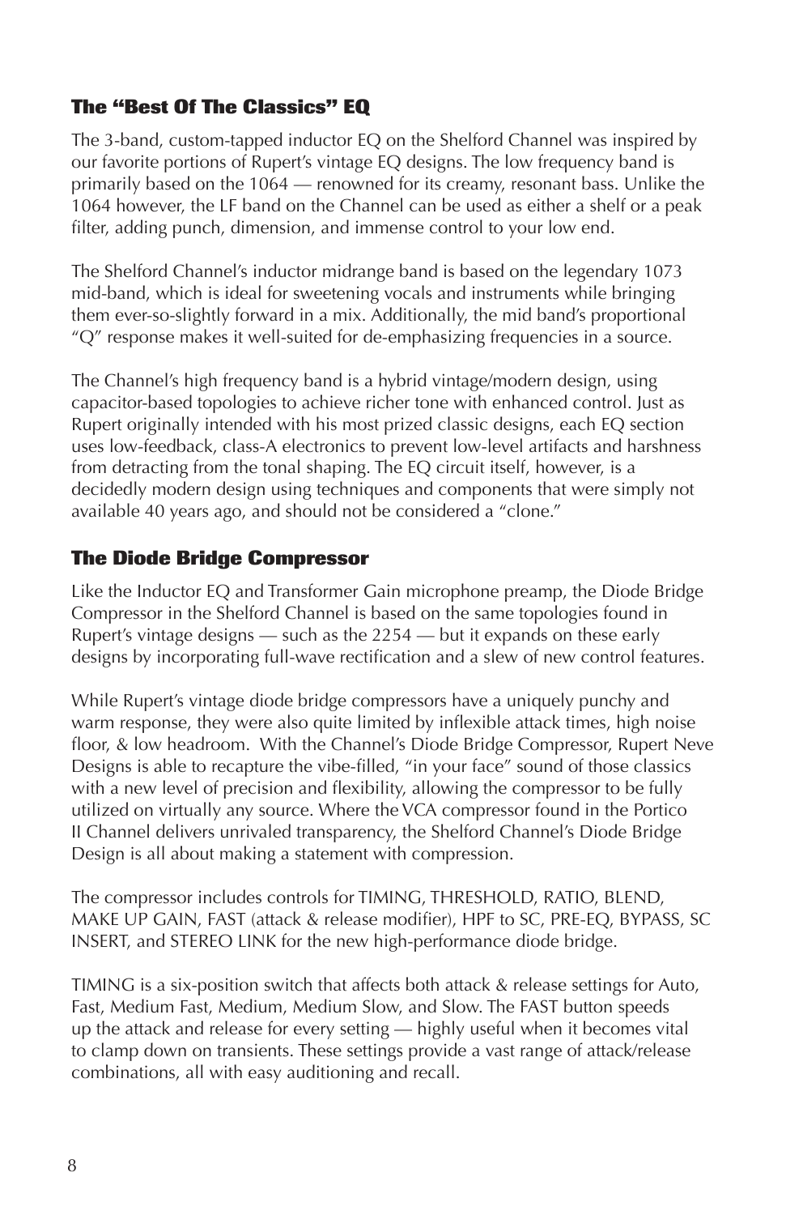### The "Best Of The Classics" EQ

The 3-band, custom-tapped inductor EQ on the Shelford Channel was inspired by our favorite portions of Rupert's vintage EQ designs. The low frequency band is primarily based on the 1064 — renowned for its creamy, resonant bass. Unlike the 1064 however, the LF band on the Channel can be used as either a shelf or a peak filter, adding punch, dimension, and immense control to your low end.

The Shelford Channel's inductor midrange band is based on the legendary 1073 mid-band, which is ideal for sweetening vocals and instruments while bringing them ever-so-slightly forward in a mix. Additionally, the mid band's proportional "Q" response makes it well-suited for de-emphasizing frequencies in a source.

The Channel's high frequency band is a hybrid vintage/modern design, using capacitor-based topologies to achieve richer tone with enhanced control. Just as Rupert originally intended with his most prized classic designs, each EQ section uses low-feedback, class-A electronics to prevent low-level artifacts and harshness from detracting from the tonal shaping. The EQ circuit itself, however, is a decidedly modern design using techniques and components that were simply not available 40 years ago, and should not be considered a "clone."

### The Diode Bridge Compressor

Like the Inductor EQ and Transformer Gain microphone preamp, the Diode Bridge Compressor in the Shelford Channel is based on the same topologies found in Rupert's vintage designs — such as the 2254 — but it expands on these early designs by incorporating full-wave rectification and a slew of new control features.

While Rupert's vintage diode bridge compressors have a uniquely punchy and warm response, they were also quite limited by inflexible attack times, high noise floor, & low headroom. With the Channel's Diode Bridge Compressor, Rupert Neve Designs is able to recapture the vibe-filled, "in your face" sound of those classics with a new level of precision and flexibility, allowing the compressor to be fully utilized on virtually any source. Where the VCA compressor found in the Portico II Channel delivers unrivaled transparency, the Shelford Channel's Diode Bridge Design is all about making a statement with compression.

The compressor includes controls for TIMING, THRESHOLD, RATIO, BLEND, MAKE UP GAIN, FAST (attack & release modifier), HPF to SC, PRE-EQ, BYPASS, SC INSERT, and STEREO LINK for the new high-performance diode bridge.

TIMING is a six-position switch that affects both attack & release settings for Auto, Fast, Medium Fast, Medium, Medium Slow, and Slow. The FAST button speeds up the attack and release for every setting — highly useful when it becomes vital to clamp down on transients. These settings provide a vast range of attack/release combinations, all with easy auditioning and recall.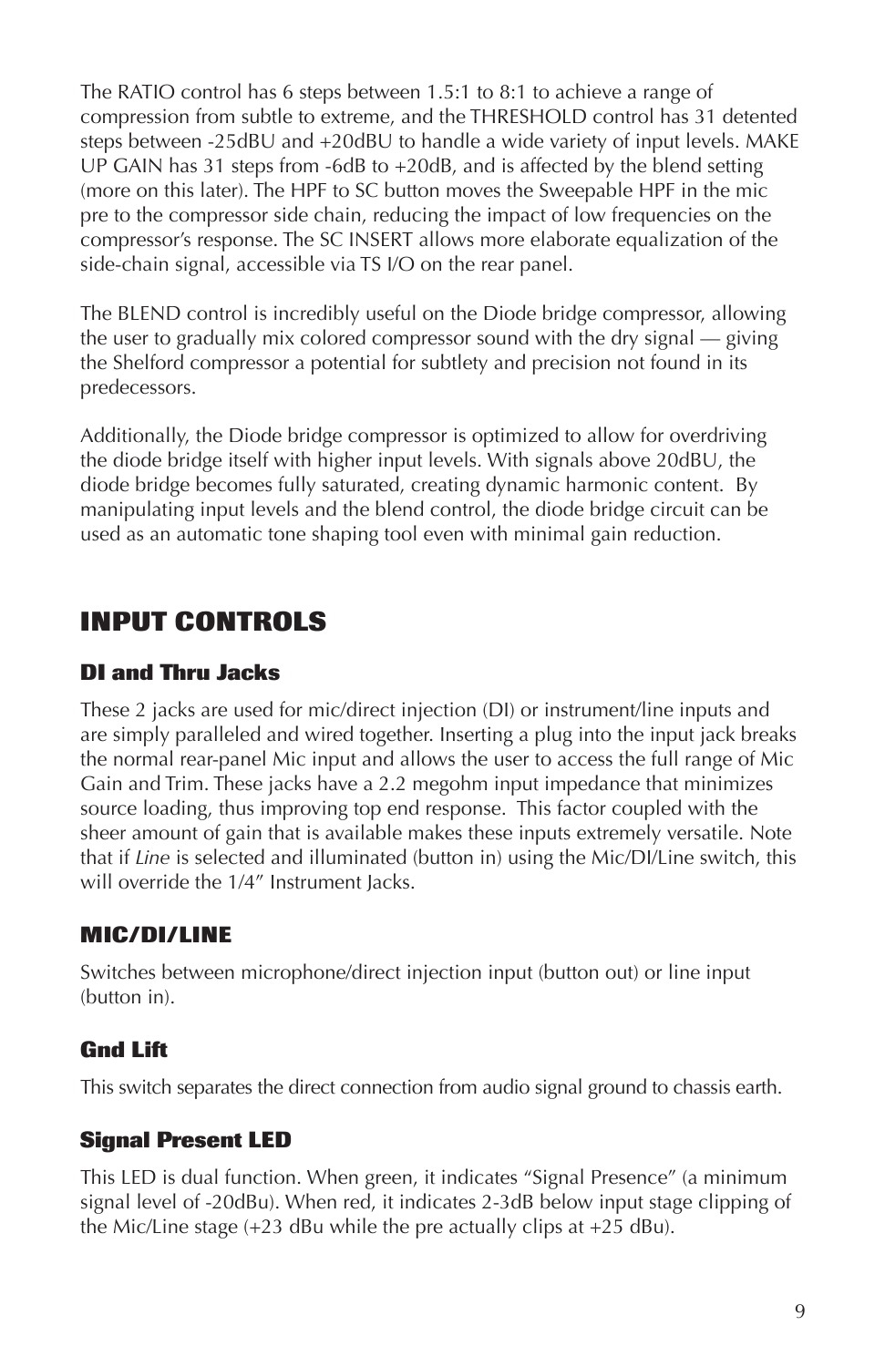The RATIO control has 6 steps between 1.5:1 to 8:1 to achieve a range of compression from subtle to extreme, and the THRESHOLD control has 31 detented steps between -25dBU and +20dBU to handle a wide variety of input levels. MAKE UP GAIN has 31 steps from -6dB to +20dB, and is affected by the blend setting (more on this later). The HPF to SC button moves the Sweepable HPF in the mic pre to the compressor side chain, reducing the impact of low frequencies on the compressor's response. The SC INSERT allows more elaborate equalization of the side-chain signal, accessible via TS I/O on the rear panel.

The BLEND control is incredibly useful on the Diode bridge compressor, allowing the user to gradually mix colored compressor sound with the dry signal — giving the Shelford compressor a potential for subtlety and precision not found in its predecessors.

Additionally, the Diode bridge compressor is optimized to allow for overdriving the diode bridge itself with higher input levels. With signals above 20dBU, the diode bridge becomes fully saturated, creating dynamic harmonic content. By manipulating input levels and the blend control, the diode bridge circuit can be used as an automatic tone shaping tool even with minimal gain reduction.

## INPUT CONTROLS

### DI and Thru Jacks

These 2 jacks are used for mic/direct injection (DI) or instrument/line inputs and are simply paralleled and wired together. Inserting a plug into the input jack breaks the normal rear-panel Mic input and allows the user to access the full range of Mic Gain and Trim. These jacks have a 2.2 megohm input impedance that minimizes source loading, thus improving top end response. This factor coupled with the sheer amount of gain that is available makes these inputs extremely versatile. Note that if *Line* is selected and illuminated (button in) using the Mic/DI/Line switch, this will override the 1/4" Instrument Jacks.

### MIC/DI/LINE

Switches between microphone/direct injection input (button out) or line input (button in).

### Gnd Lift

This switch separates the direct connection from audio signal ground to chassis earth.

### Signal Present LED

This LED is dual function. When green, it indicates "Signal Presence" (a minimum signal level of -20dBu). When red, it indicates 2-3dB below input stage clipping of the Mic/Line stage (+23 dBu while the pre actually clips at +25 dBu).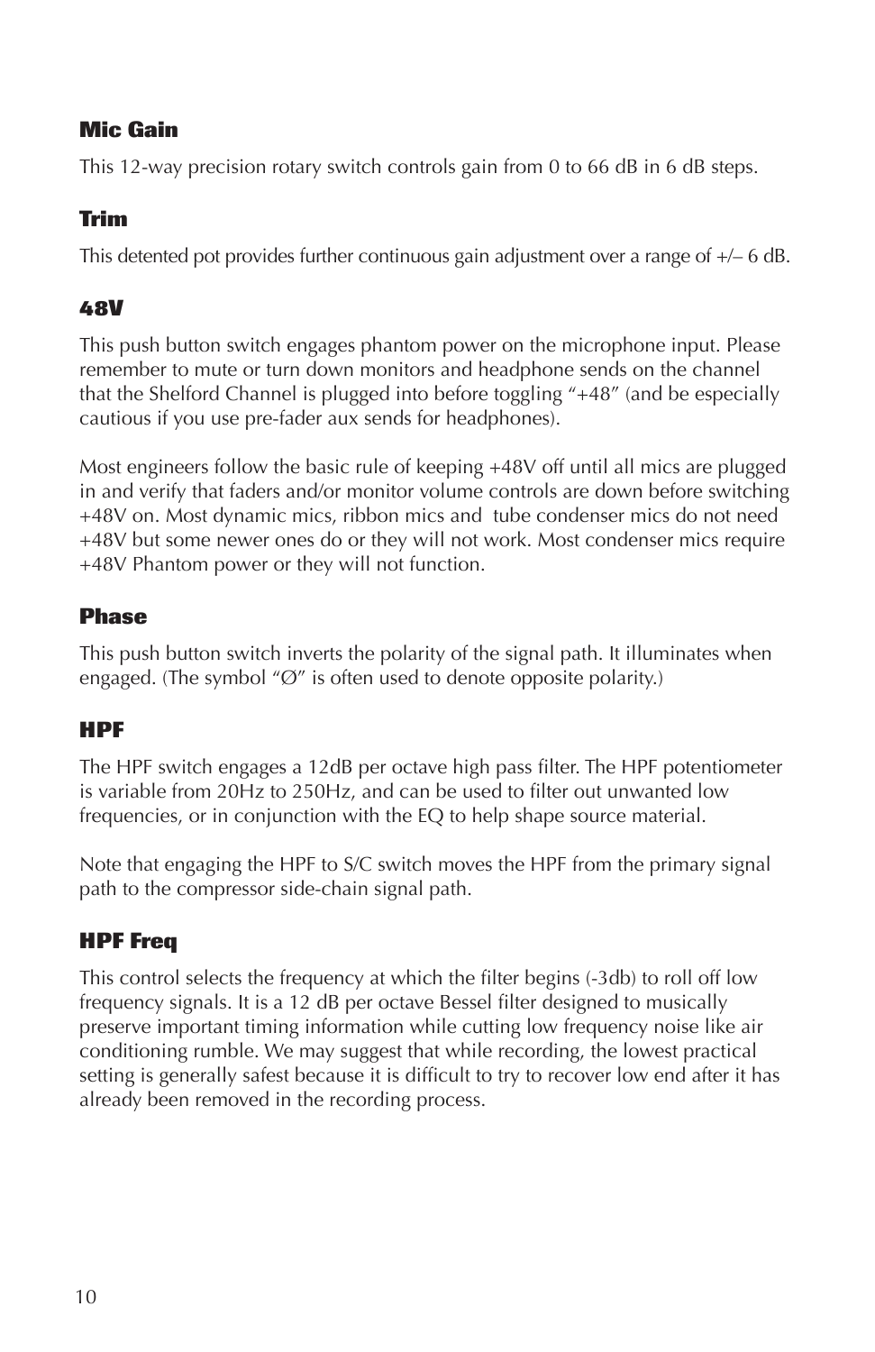### Mic Gain

This 12-way precision rotary switch controls gain from 0 to 66 dB in 6 dB steps.

### Trim

This detented pot provides further continuous gain adjustment over a range of +/– 6 dB.

### 48V

This push button switch engages phantom power on the microphone input. Please remember to mute or turn down monitors and headphone sends on the channel that the Shelford Channel is plugged into before toggling "+48" (and be especially cautious if you use pre-fader aux sends for headphones).

Most engineers follow the basic rule of keeping +48V off until all mics are plugged in and verify that faders and/or monitor volume controls are down before switching +48V on. Most dynamic mics, ribbon mics and  tube condenser mics do not need +48V but some newer ones do or they will not work. Most condenser mics require +48V Phantom power or they will not function.

### Phase

This push button switch inverts the polarity of the signal path. It illuminates when engaged. (The symbol "Ø" is often used to denote opposite polarity.)

### HPF

The HPF switch engages a 12dB per octave high pass filter. The HPF potentiometer is variable from 20Hz to 250Hz, and can be used to filter out unwanted low frequencies, or in conjunction with the EQ to help shape source material.

Note that engaging the HPF to S/C switch moves the HPF from the primary signal path to the compressor side-chain signal path.

### HPF Freq

This control selects the frequency at which the filter begins (-3db) to roll off low frequency signals. It is a 12 dB per octave Bessel filter designed to musically preserve important timing information while cutting low frequency noise like air conditioning rumble. We may suggest that while recording, the lowest practical setting is generally safest because it is difficult to try to recover low end after it has already been removed in the recording process.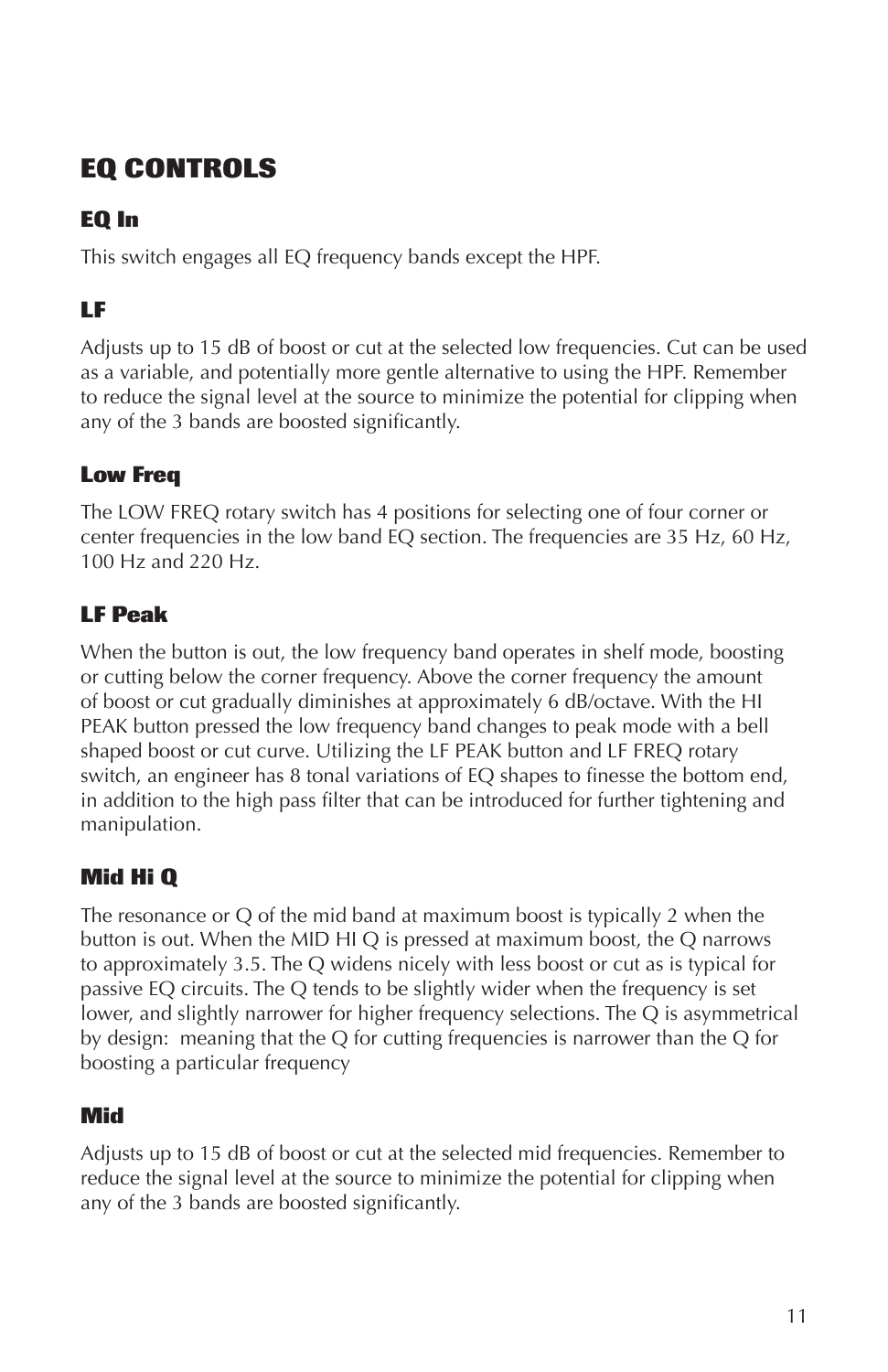## EQ CONTROLS

### EQ In

This switch engages all EQ frequency bands except the HPF.

### LF

Adjusts up to 15 dB of boost or cut at the selected low frequencies. Cut can be used as a variable, and potentially more gentle alternative to using the HPF. Remember to reduce the signal level at the source to minimize the potential for clipping when any of the 3 bands are boosted significantly.

### Low Freq

The LOW FREQ rotary switch has 4 positions for selecting one of four corner or center frequencies in the low band EQ section. The frequencies are 35 Hz, 60 Hz, 100 Hz and 220 Hz.

### LF Peak

When the button is out, the low frequency band operates in shelf mode, boosting or cutting below the corner frequency. Above the corner frequency the amount of boost or cut gradually diminishes at approximately 6 dB/octave. With the HI PEAK button pressed the low frequency band changes to peak mode with a bell shaped boost or cut curve. Utilizing the LF PEAK button and LF FREQ rotary switch, an engineer has 8 tonal variations of EQ shapes to finesse the bottom end, in addition to the high pass filter that can be introduced for further tightening and manipulation.

### Mid Hi Q

The resonance or Q of the mid band at maximum boost is typically 2 when the button is out. When the MID HI Q is pressed at maximum boost, the Q narrows to approximately 3.5. The Q widens nicely with less boost or cut as is typical for passive EQ circuits. The Q tends to be slightly wider when the frequency is set lower, and slightly narrower for higher frequency selections. The Q is asymmetrical by design: meaning that the Q for cutting frequencies is narrower than the Q for boosting a particular frequency

### Mid

Adjusts up to 15 dB of boost or cut at the selected mid frequencies. Remember to reduce the signal level at the source to minimize the potential for clipping when any of the 3 bands are boosted significantly.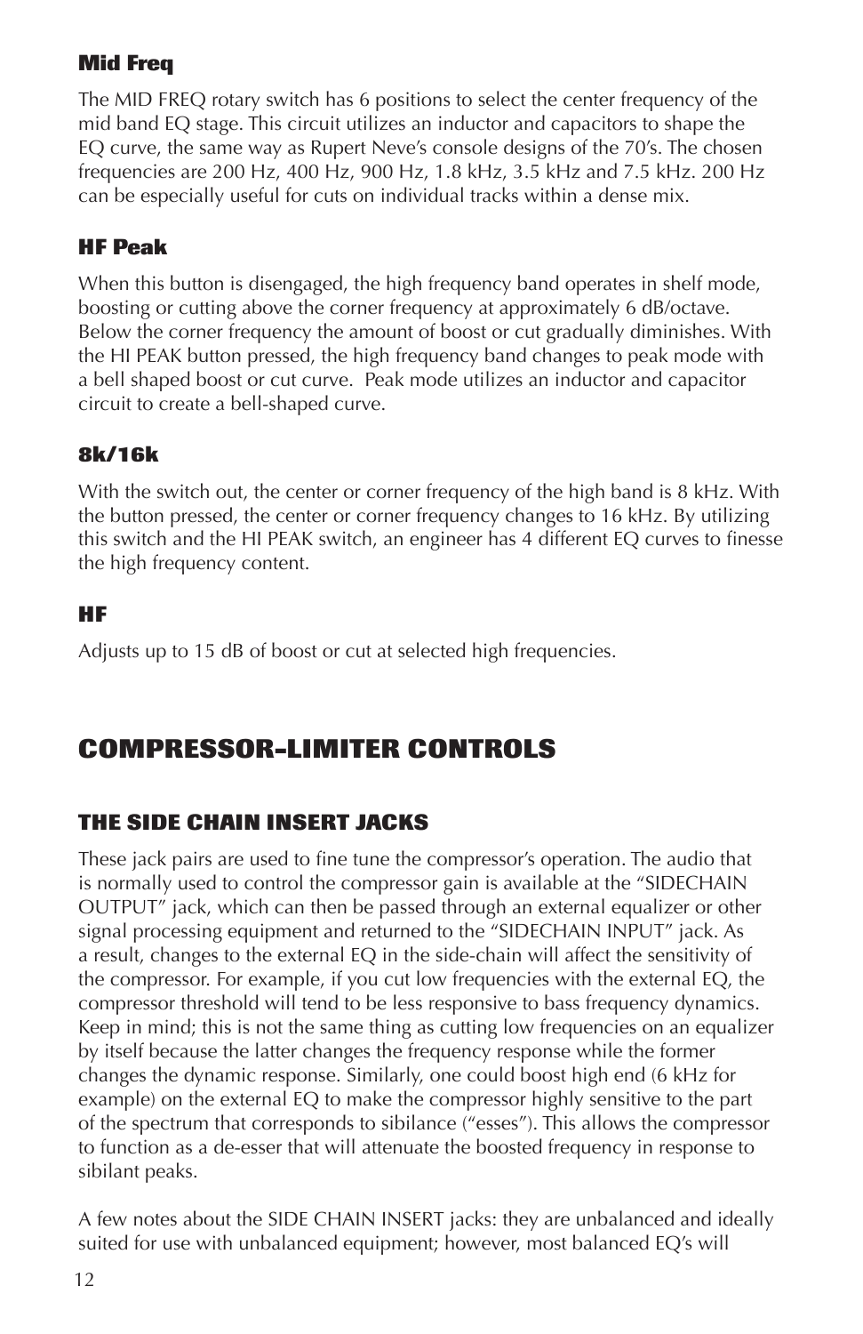### Mid Freq

The MID FREQ rotary switch has 6 positions to select the center frequency of the mid band EQ stage. This circuit utilizes an inductor and capacitors to shape the EQ curve, the same way as Rupert Neve's console designs of the 70's. The chosen frequencies are 200 Hz, 400 Hz, 900 Hz, 1.8 kHz, 3.5 kHz and 7.5 kHz. 200 Hz can be especially useful for cuts on individual tracks within a dense mix.

### HF Peak

When this button is disengaged, the high frequency band operates in shelf mode, boosting or cutting above the corner frequency at approximately 6 dB/octave. Below the corner frequency the amount of boost or cut gradually diminishes. With the HI PEAK button pressed, the high frequency band changes to peak mode with a bell shaped boost or cut curve. Peak mode utilizes an inductor and capacitor circuit to create a bell-shaped curve.

### 8k/16k

With the switch out, the center or corner frequency of the high band is 8 kHz. With the button pressed, the center or corner frequency changes to 16 kHz. By utilizing this switch and the HI PEAK switch, an engineer has 4 different EQ curves to finesse the high frequency content.

### HF

Adjusts up to 15 dB of boost or cut at selected high frequencies.

## COMPRESSOR–LIMITER CONTROLS

### THE SIDE CHAIN INSERT JACKS

These jack pairs are used to fine tune the compressor's operation. The audio that is normally used to control the compressor gain is available at the "SIDECHAIN OUTPUT" jack, which can then be passed through an external equalizer or other signal processing equipment and returned to the "SIDECHAIN INPUT" jack. As a result, changes to the external EQ in the side-chain will affect the sensitivity of the compressor. For example, if you cut low frequencies with the external EQ, the compressor threshold will tend to be less responsive to bass frequency dynamics. Keep in mind; this is not the same thing as cutting low frequencies on an equalizer by itself because the latter changes the frequency response while the former changes the dynamic response. Similarly, one could boost high end (6 kHz for example) on the external EQ to make the compressor highly sensitive to the part of the spectrum that corresponds to sibilance ("esses"). This allows the compressor to function as a de-esser that will attenuate the boosted frequency in response to sibilant peaks.

A few notes about the SIDE CHAIN INSERT jacks: they are unbalanced and ideally suited for use with unbalanced equipment; however, most balanced EQ's will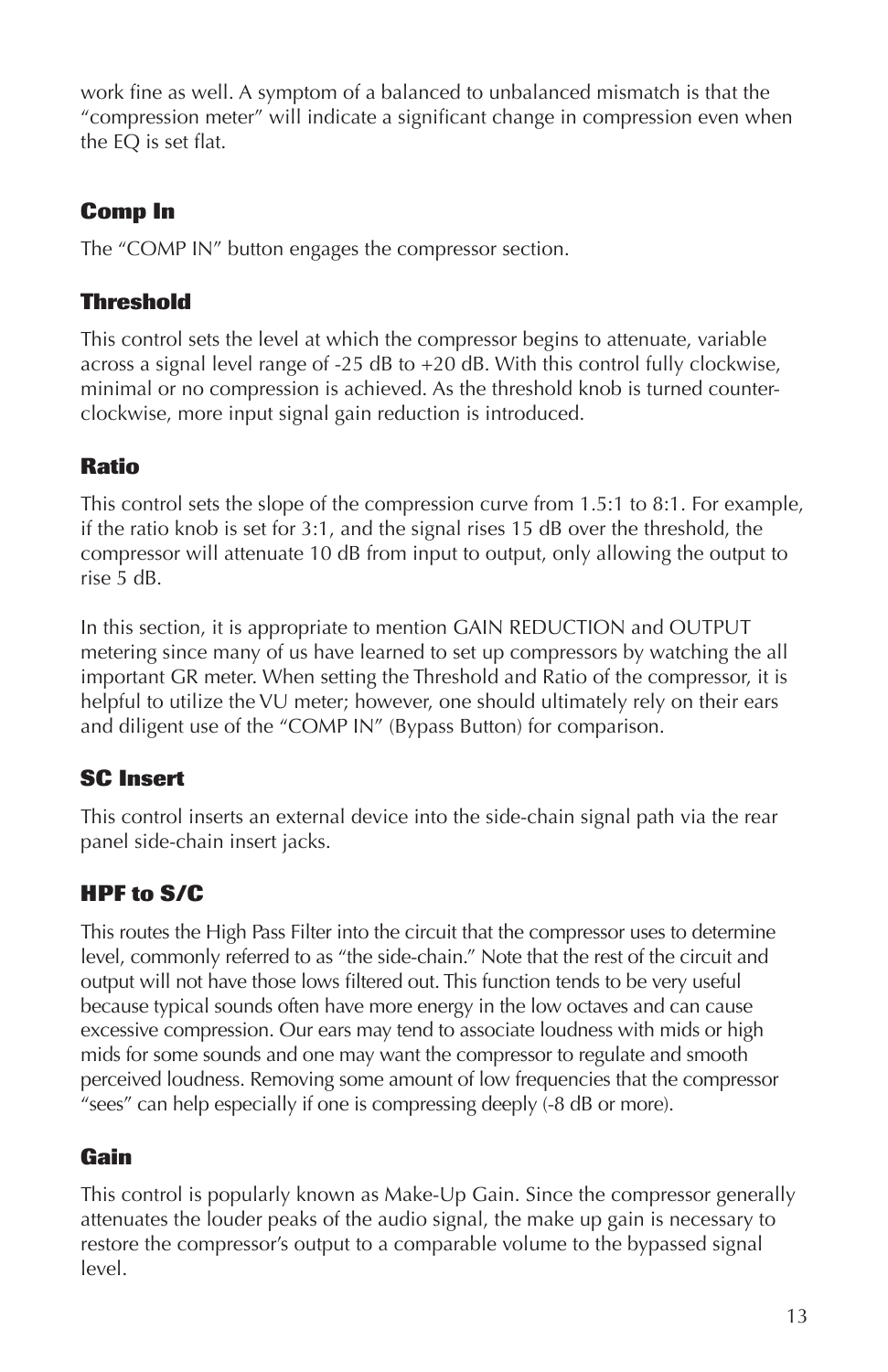work fine as well. A symptom of a balanced to unbalanced mismatch is that the "compression meter" will indicate a significant change in compression even when the EQ is set flat.

### Comp In

The "COMP IN" button engages the compressor section.

### Threshold

This control sets the level at which the compressor begins to attenuate, variable across a signal level range of -25 dB to +20 dB. With this control fully clockwise, minimal or no compression is achieved. As the threshold knob is turned counter-clockwise, more input signal gain reduction is introduced.

### Ratio

This control sets the slope of the compression curve from 1.5:1 to 8:1. For example, if the ratio knob is set for 3:1, and the signal rises 15 dB over the threshold, the compressor will attenuate 10 dB from input to output, only allowing the output to rise 5 dB.

In this section, it is appropriate to mention GAIN REDUCTION and OUTPUT metering since many of us have learned to set up compressors by watching the all important GR meter. When setting the Threshold and Ratio of the compressor, it is helpful to utilize the VU meter; however, one should ultimately rely on their ears and diligent use of the "COMP IN" (Bypass Button) for comparison.

### SC Insert

This control inserts an external device into the side-chain signal path via the rear panel side-chain insert jacks.

### HPF to S/C

This routes the High Pass Filter into the circuit that the compressor uses to determine level, commonly referred to as "the side-chain." Note that the rest of the circuit and output will not have those lows filtered out. This function tends to be very useful because typical sounds often have more energy in the low octaves and can cause excessive compression. Our ears may tend to associate loudness with mids or high mids for some sounds and one may want the compressor to regulate and smooth perceived loudness. Removing some amount of low frequencies that the compressor "sees" can help especially if one is compressing deeply (-8 dB or more).

### Gain

This control is popularly known as Make-Up Gain. Since the compressor generally attenuates the louder peaks of the audio signal, the make up gain is necessary to restore the compressor's output to a comparable volume to the bypassed signal level.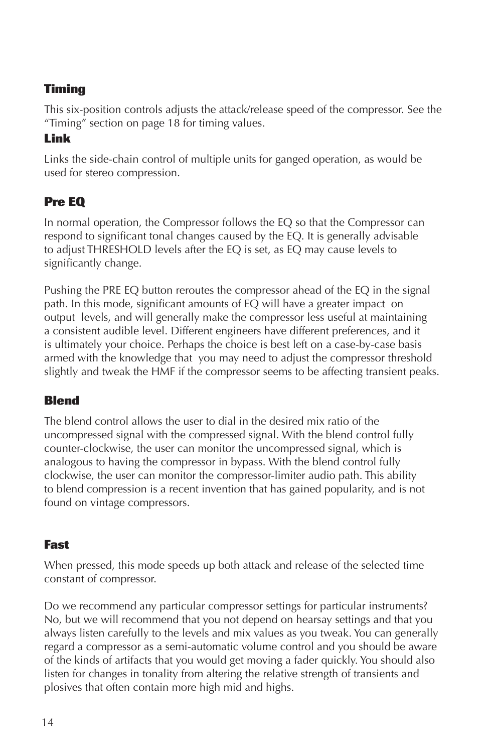### Timing

This six-position controls adjusts the attack/release speed of the compressor. See the "Timing" section on page 18 for timing values.

### Link

Links the side-chain control of multiple units for ganged operation, as would be used for stereo compression.

### Pre EQ

In normal operation, the Compressor follows the EQ so that the Compressor can respond to significant tonal changes caused by the EQ. It is generally advisable to adjust THRESHOLD levels after the EQ is set, as EQ may cause levels to significantly change.

Pushing the PRE EQ button reroutes the compressor ahead of the EQ in the signal path. In this mode, significant amounts of EQ will have a greater impact on output levels, and will generally make the compressor less useful at maintaining a consistent audible level. Different engineers have different preferences, and it is ultimately your choice. Perhaps the choice is best left on a case-by-case basis armed with the knowledge that you may need to adjust the compressor threshold slightly and tweak the HMF if the compressor seems to be affecting transient peaks.

### Blend

The blend control allows the user to dial in the desired mix ratio of the uncompressed signal with the compressed signal. With the blend control fully counter-clockwise, the user can monitor the uncompressed signal, which is analogous to having the compressor in bypass. With the blend control fully clockwise, the user can monitor the compressor-limiter audio path. This ability to blend compression is a recent invention that has gained popularity, and is not found on vintage compressors.

### Fast

When pressed, this mode speeds up both attack and release of the selected time constant of compressor.

Do we recommend any particular compressor settings for particular instruments? No, but we will recommend that you not depend on hearsay settings and that you always listen carefully to the levels and mix values as you tweak. You can generally regard a compressor as a semi-automatic volume control and you should be aware of the kinds of artifacts that you would get moving a fader quickly. You should also listen for changes in tonality from altering the relative strength of transients and plosives that often contain more high mid and highs.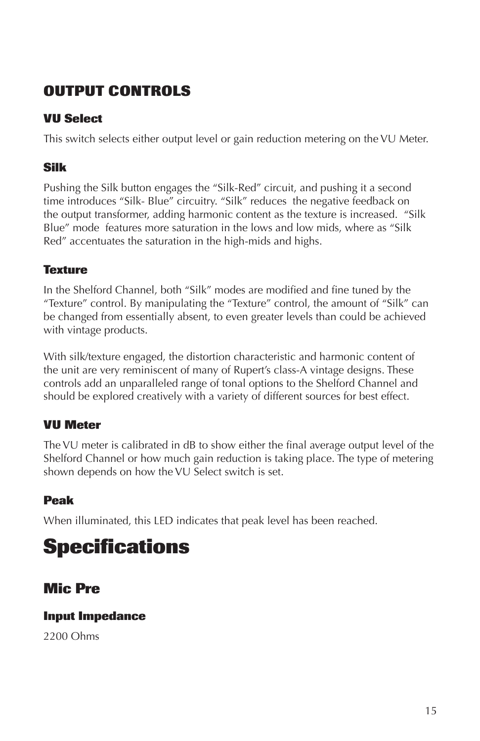## OUTPUT CONTROLS

### VU Select

This switch selects either output level or gain reduction metering on the VU Meter.

### Silk

Pushing the Silk button engages the "Silk-Red" circuit, and pushing it a second time introduces "Silk- Blue" circuitry. "Silk" reduces the negative feedback on the output transformer, adding harmonic content as the texture is increased. "Silk Blue" mode features more saturation in the lows and low mids, where as "Silk Red" accentuates the saturation in the high-mids and highs.

### Texture

In the Shelford Channel, both "Silk" modes are modified and fine tuned by the "Texture" control. By manipulating the "Texture" control, the amount of "Silk" can be changed from essentially absent, to even greater levels than could be achieved with vintage products.

With silk/texture engaged, the distortion characteristic and harmonic content of the unit are very reminiscent of many of Rupert's class-A vintage designs. These controls add an unparalleled range of tonal options to the Shelford Channel and should be explored creatively with a variety of different sources for best effect.

### VU Meter

The VU meter is calibrated in dB to show either the final average output level of the Shelford Channel or how much gain reduction is taking place. The type of metering shown depends on how the VU Select switch is set.

### Peak

When illuminated, this LED indicates that peak level has been reached.

# Specifications

## Mic Pre

### Input Impedance

2200 Ohms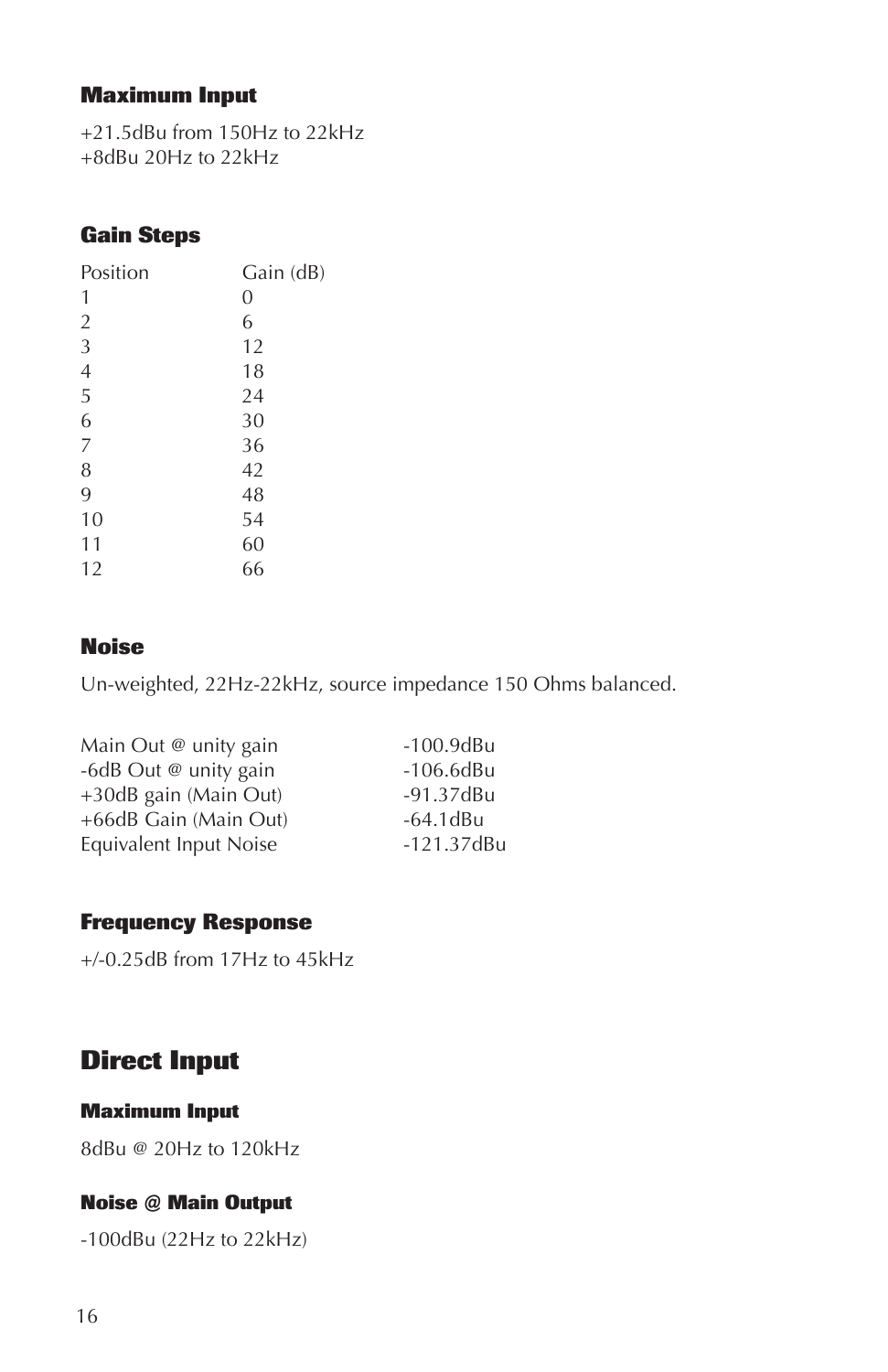### Maximum Input

+21.5dBu from 150Hz to 22kHz
+8dBu 20Hz to 22kHz

### Gain Steps

| Position | Gain (dB) |
|---|---|
| 1 | 0 |
| 2 | 6 |
| 3 | 12 |
| 4 | 18 |
| 5 | 24 |
| 6 | 30 |
| 7 | 36 |
| 8 | 42 |
| 9 | 48 |
| 10 | 54 |
| 11 | 60 |
| 12 | 66 |

### Noise

Un-weighted, 22Hz-22kHz, source impedance 150 Ohms balanced.

| | |
|---|---|
| Main Out @ unity gain | -100.9dBu |
| -6dB Out @ unity gain | -106.6dBu |
| +30dB gain (Main Out) | -91.37dBu |
| +66dB Gain (Main Out) | -64.1dBu |
| Equivalent Input Noise | -121.37dBu |

### Frequency Response

+/-0.25dB from 17Hz to 45kHz

## Direct Input

### Maximum Input

8dBu @ 20Hz to 120kHz

### Noise @ Main Output

-100dBu (22Hz to 22kHz)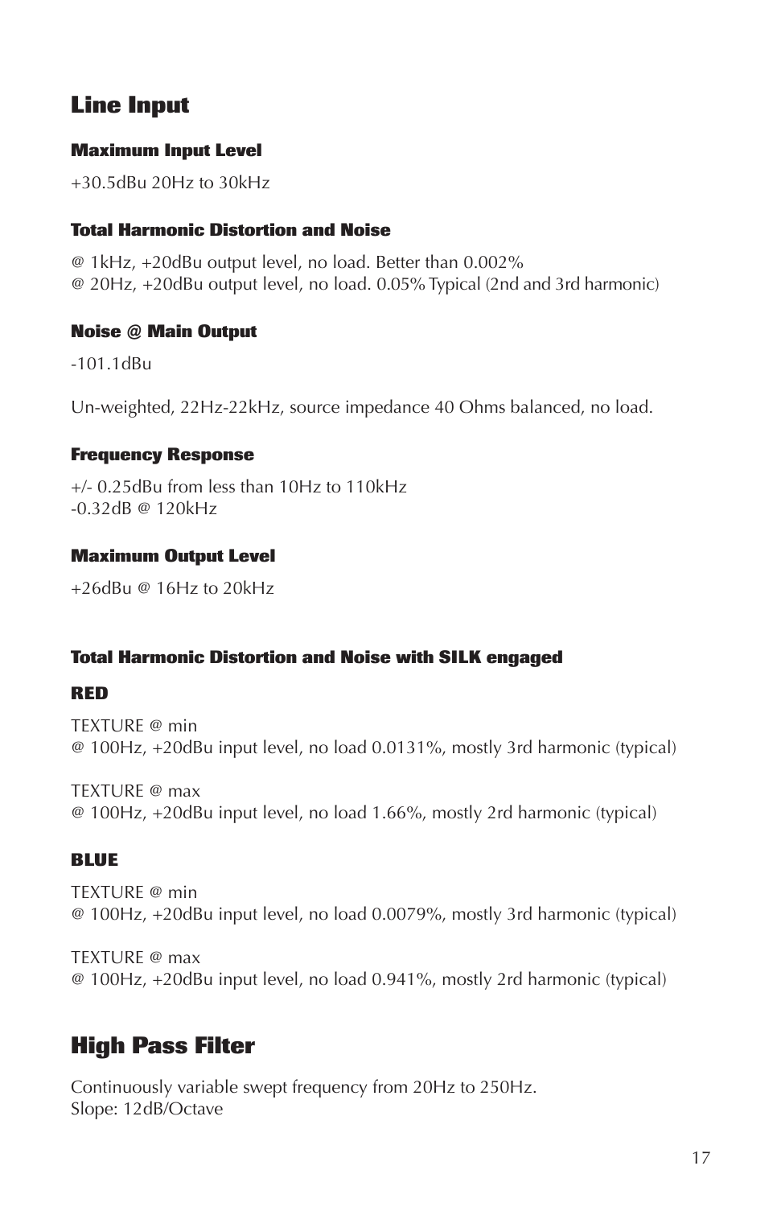## Line Input

#### Maximum Input Level

+30.5dBu 20Hz to 30kHz

#### Total Harmonic Distortion and Noise

@ 1kHz, +20dBu output level, no load. Better than 0.002%
@ 20Hz, +20dBu output level, no load. 0.05% Typical (2nd and 3rd harmonic)

#### Noise @ Main Output

-101.1dBu

Un-weighted, 22Hz-22kHz, source impedance 40 Ohms balanced, no load.

#### Frequency Response

+/- 0.25dBu from less than 10Hz to 110kHz
-0.32dB @ 120kHz

#### Maximum Output Level

+26dBu @ 16Hz to 20kHz

#### Total Harmonic Distortion and Noise with SILK engaged

#### RED

TEXTURE @ min
@ 100Hz, +20dBu input level, no load 0.0131%, mostly 3rd harmonic (typical)

TEXTURE @ max
@ 100Hz, +20dBu input level, no load 1.66%, mostly 2rd harmonic (typical)

#### BLUE

TEXTURE @ min
@ 100Hz, +20dBu input level, no load 0.0079%, mostly 3rd harmonic (typical)

TEXTURE @ max
@ 100Hz, +20dBu input level, no load 0.941%, mostly 2rd harmonic (typical)

## High Pass Filter

Continuously variable swept frequency from 20Hz to 250Hz.
Slope: 12dB/Octave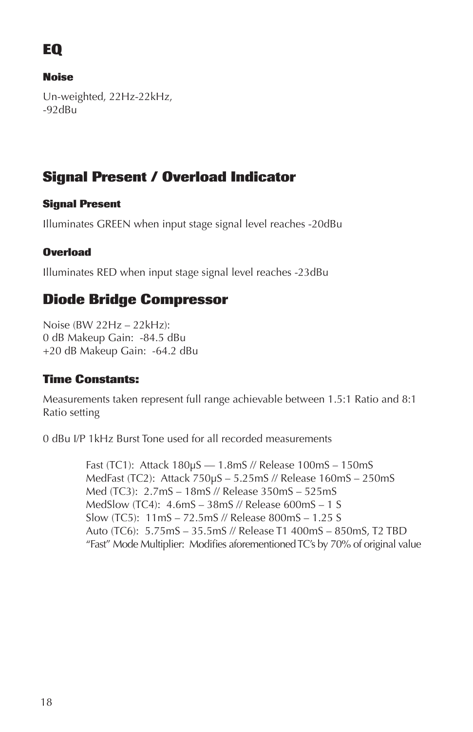## EQ

#### Noise

Un-weighted, 22Hz-22kHz,
-92dBu

## Signal Present / Overload Indicator

#### Signal Present

Illuminates GREEN when input stage signal level reaches -20dBu

#### Overload

Illuminates RED when input stage signal level reaches -23dBu

## Diode Bridge Compressor

Noise (BW 22Hz – 22kHz):
0 dB Makeup Gain: -84.5 dBu
+20 dB Makeup Gain: -64.2 dBu

### Time Constants:

Measurements taken represent full range achievable between 1.5:1 Ratio and 8:1 Ratio setting

0 dBu I/P 1kHz Burst Tone used for all recorded measurements

Fast (TC1): Attack 180µS — 1.8mS // Release 100mS – 150mS
MedFast (TC2): Attack 750µS – 5.25mS // Release 160mS – 250mS
Med (TC3): 2.7mS – 18mS // Release 350mS – 525mS
MedSlow (TC4): 4.6mS – 38mS // Release 600mS – 1 S
Slow (TC5): 11mS – 72.5mS // Release 800mS – 1.25 S
Auto (TC6): 5.75mS – 35.5mS // Release T1 400mS – 850mS, T2 TBD
"Fast" Mode Multiplier: Modifies aforementioned TC's by 70% of original value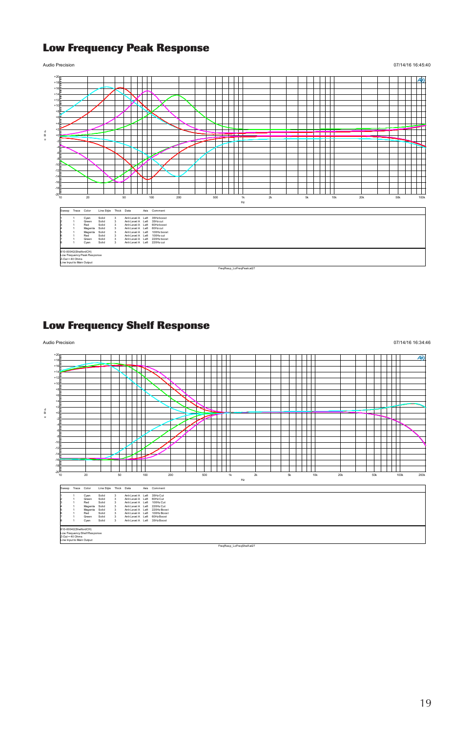# Low Frequency Peak Response

Audio Precision

07/14/16 16:45:40

+20
+18
+16
+14
+12
+10
+8
+6
+4
+2
+0
-2
-4
-6
-8
-10
-12
-14
-16
-18
-20

d
B
u

10 20 50 100 200 500 1k 2k 5k 10k 20k 50k 100k

Hz

| Sweep | Trace | Color | Line Style | Thick | Data | Axis | Comment |
|---|---|---|---|---|---|---|---|
| 1 | 1 | Cyan | Solid | 3 | Anlr.Level A | Left | 35Hz boost |
| 2 | 1 | Green | Solid | 3 | Anlr.Level A | Left | 35Hz cut |
| 3 | 1 | Red | Solid | 3 | Anlr.Level A | Left | 60Hz boost |
| 4 | 1 | Magenta | Solid | 3 | Anlr.Level A | Left | 60Hz cut |
| 5 | 1 | Magenta | Solid | 3 | Anlr.Level A | Left | 100Hz boost |
| 6 | 1 | Red | Solid | 3 | Anlr.Level A | Left | 100Hz cut |
| 7 | 1 | Green | Solid | 3 | Anlr.Level A | Left | 220Hz boost |
| 8 | 1 | Cyan | Solid | 3 | Anlr.Level A | Left | 220Hz cut |

810-00042(ShelfordCH)
Low Frequency Peak Response
Z-Out = 40 Ohms
Line Input to Main Output

FreqResp_LoFreqPeak.at27

# Low Frequency Shelf Response

Audio Precision

07/14/16 16:34:46

+20
+18
+16
+14
+12
+10
+8
+6
+4
+2
+0
-2
-4
-6
-8
-10
-12
-14
-16
-18
-20

d
B
u

10 20 50 100 200 500 1k 2k 5k 10k 20k 50k 100k 200k

Hz

| Sweep | Trace | Color | Line Style | Thick | Data | Axis | Comment |
|---|---|---|---|---|---|---|---|
| 1 | 1 | Cyan | Solid | 3 | Anlr.Level A | Left | 35Hz Cut |
| 2 | 1 | Green | Solid | 3 | Anlr.Level A | Left | 60Hz Cut |
| 3 | 1 | Red | Solid | 3 | Anlr.Level A | Left | 100Hz Cut |
| 4 | 1 | Magenta | Solid | 3 | Anlr.Level A | Left | 220Hz Cut |
| 5 | 1 | Magenta | Solid | 3 | Anlr.Level A | Left | 220Hz Boost |
| 6 | 1 | Red | Solid | 3 | Anlr.Level A | Left | 100Hz Boost |
| 7 | 1 | Green | Solid | 3 | Anlr.Level A | Left | 60Hz Boost |
| 8 | 1 | Cyan | Solid | 3 | Anlr.Level A | Left | 35Hz Boost |

810-00042(ShelfordCH)
Low Frequency Shelf Response
Z-Out = 40 Ohms
Line Input to Main Output

FreqResp_LoFreqShelf.at27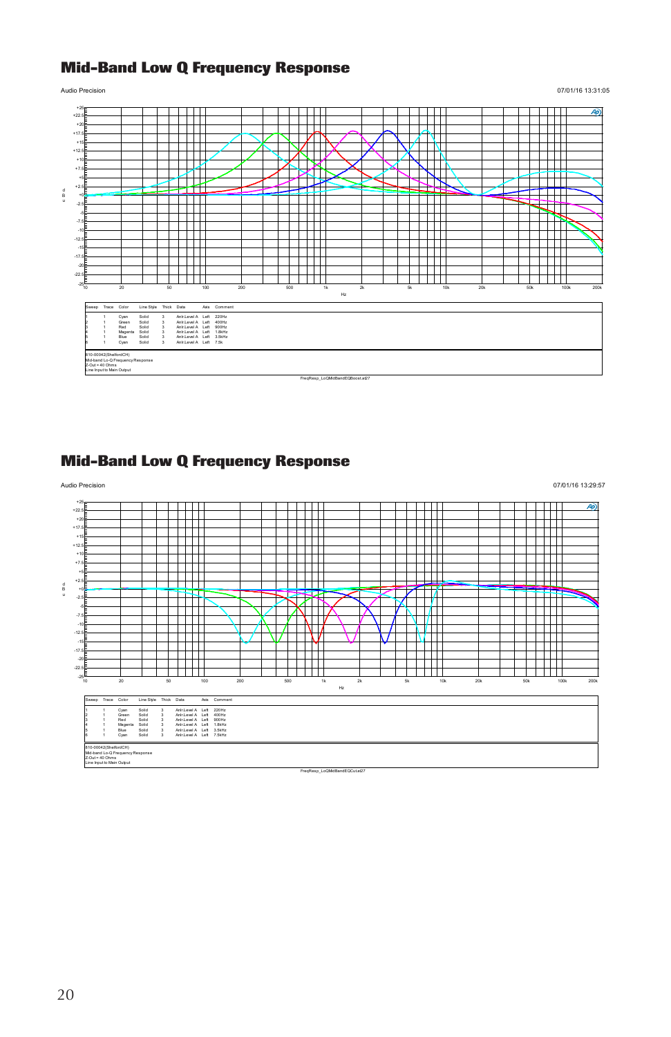## Mid-Band Low Q Frequency Response

Audio Precision 07/01/16 13:31:05

+25
+22.5
+20
+17.5
+15
+12.5
+10
+7.5
+5
+2.5
+0
-2.5
-5
-7.5
-10
-12.5
-15
-17.5
-20
-22.5
-25

d B u

10 20 50 100 200 500 1k 2k 5k 10k 20k 50k 100k 200k

Hz

| Sweep | Trace | Color | Line Style | Thick | Data | Axis | Comment |
|---|---|---|---|---|---|---|---|
| 1 | 1 | Cyan | Solid | 3 | Anlr.Level A | Left | 220Hz |
| 2 | 1 | Green | Solid | 3 | Anlr.Level A | Left | 400Hz |
| 3 | 1 | Red | Solid | 3 | Anlr.Level A | Left | 900Hz |
| 4 | 1 | Magenta | Solid | 3 | Anlr.Level A | Left | 1.8kHz |
| 5 | 1 | Blue | Solid | 3 | Anlr.Level A | Left | 3.5kHz |
| 6 | 1 | Cyan | Solid | 3 | Anlr.Level A | Left | 7.5k |

810-00042(ShelfordCH)
Mid-band Lo-Q Frequency Response
Z-Out = 40 Ohms
Line Input to Main Output

FreqResp_LoQMidBandEQBoost.at27

## Mid-Band Low Q Frequency Response

Audio Precision 07/01/16 13:29:57

+25
+22.5
+20
+17.5
+15
+12.5
+10
+7.5
+5
+2.5
+0
-2.5
-5
-7.5
-10
-12.5
-15
-17.5
-20
-22.5
-25

d B u

10 20 50 100 200 500 1k 2k 5k 10k 20k 50k 100k 200k

Hz

| Sweep | Trace | Color | Line Style | Thick | Data | Axis | Comment |
|---|---|---|---|---|---|---|---|
| 1 | 1 | Cyan | Solid | 3 | Anlr.Level A | Left | 220Hz |
| 2 | 1 | Green | Solid | 3 | Anlr.Level A | Left | 400Hz |
| 3 | 1 | Red | Solid | 3 | Anlr.Level A | Left | 900Hz |
| 4 | 1 | Magenta | Solid | 3 | Anlr.Level A | Left | 1.8kHz |
| 5 | 1 | Blue | Solid | 3 | Anlr.Level A | Left | 3.5kHz |
| 6 | 1 | Cyan | Solid | 3 | Anlr.Level A | Left | 7.5kHz |

810-00042(ShelfordCH)
Mid-band Lo-Q Frequency Response
Z-Out = 40 Ohms
Line Input to Main Output

FreqResp_LoQMidBandEQCut.at27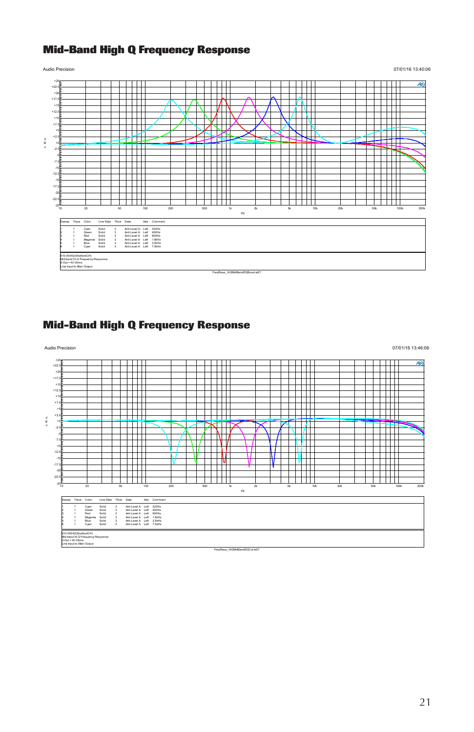## Mid-Band High Q Frequency Response

Audio Precision 07/01/16 13:40:06

| Sweep | Trace | Color | Line Style | Thick | Data | Axis | Comment |
|---|---|---|---|---|---|---|---|
| 1 | 1 | Cyan | Solid | 3 | Anlr.Level A | Left | 220Hz |
| 2 | 1 | Green | Solid | 3 | Anlr.Level A | Left | 400Hz |
| 3 | 1 | Red | Solid | 3 | Anlr.Level A | Left | 900Hz |
| 4 | 1 | Magenta | Solid | 3 | Anlr.Level A | Left | 1.8kHz |
| 5 | 1 | Blue | Solid | 3 | Anlr.Level A | Left | 3.5kHz |
| 6 | 1 | Cyan | Solid | 3 | Anlr.Level A | Left | 7.5kHz |

810-00042(ShelfordCH)
Mid-band Hi-Q Frequency Response
Z-Out = 40 Ohms
Line Input to Main Output

FreqResp_HiQMidBandEQBoost.at27

## Mid-Band High Q Frequency Response

Audio Precision 07/01/16 13:46:06

| Sweep | Trace | Color | Line Style | Thick | Data | Axis | Comment |
|---|---|---|---|---|---|---|---|
| 1 | 1 | Cyan | Solid | 3 | Anlr.Level A | Left | 220Hz |
| 2 | 1 | Green | Solid | 3 | Anlr.Level A | Left | 400Hz |
| 3 | 1 | Red | Solid | 3 | Anlr.Level A | Left | 900Hz |
| 4 | 1 | Magenta | Solid | 3 | Anlr.Level A | Left | 1.8kHz |
| 5 | 1 | Blue | Solid | 3 | Anlr.Level A | Left | 3.5kHz |
| 6 | 1 | Cyan | Solid | 3 | Anlr.Level A | Left | 7.5kHz |

810-00042(ShelfordCH)
Mid-band Hi-Q Frequency Response
Z-Out = 40 Ohms
Line Input to Main Output

FreqResp_HiQMidBandEQCut.at27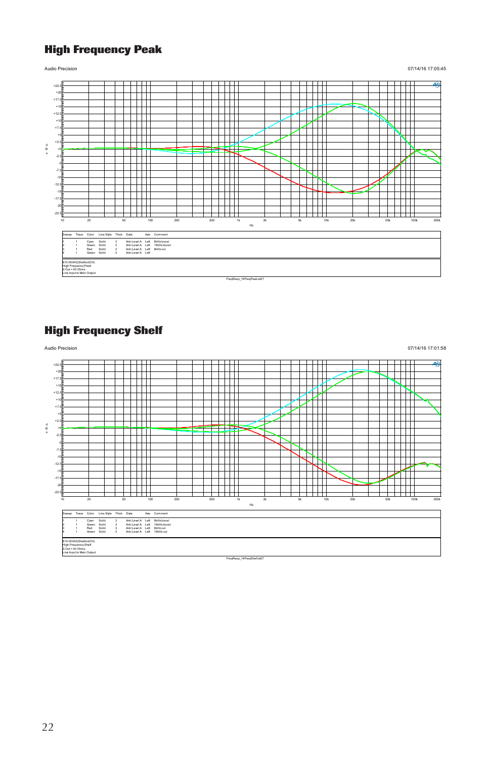## High Frequency Peak

Audio Precision

07/14/16 17:05:45

+22.5
+20
+17.5
+15
+12.5
+10
+7.5
+5
+2.5
+0
-2.5
-5
-7.5
-10
-12.5
-15
-17.5
-20
-22.5

d
B
u

10 20 50 100 200 500 1k 2k 5k 10k 20k 50k 100k 200k

Hz

| Sweep | Trace | Color | Line Style | Thick | Data | Axis | Comment |
|---|---|---|---|---|---|---|---|
| 1 | 1 | Cyan | Solid | 3 | Anlr.Level A | Left | 8kHz boost |
| 2 | 1 | Green | Solid | 3 | Anlr.Level A | Left | 16kHz boost |
| 3 | 1 | Red | Solid | 3 | Anlr.Level A | Left | 8kHz cut |
| 4 | 1 | Green | Solid | 3 | Anlr.Level A | Left | |

810-00042(ShelfordCH)
High Frequency Peak
Z-Out = 40 Ohms
Line Input to Main Output

FreqResp_HiFreqPeak.at27

## High Frequency Shelf

Audio Precision

07/14/16 17:01:58

+22.5
+20
+17.5
+15
+12.5
+10
+7.5
+5
+2.5
+0
-2.5
-5
-7.5
-10
-12.5
-15
-17.5
-20
-22.5

d
B
u

10 20 50 100 200 500 1k 2k 5k 10k 20k 50k 100k 200k

Hz

| Sweep | Trace | Color | Line Style | Thick | Data | Axis | Comment |
|---|---|---|---|---|---|---|---|
| 1 | 1 | Cyan | Solid | 3 | Anlr.Level A | Left | 8kHz boost |
| 2 | 1 | Green | Solid | 3 | Anlr.Level A | Left | 16kHz boost |
| 3 | 1 | Red | Solid | 3 | Anlr.Level A | Left | 8kHz cut |
| 4 | 1 | Green | Solid | 3 | Anlr.Level A | Left | 16kHz cut |

810-00042(ShelfordCH)
High Frequency Shelf
Z-Out = 40 Ohms
Line Input to Main Output

FreqResp_HiFreqShelf.at27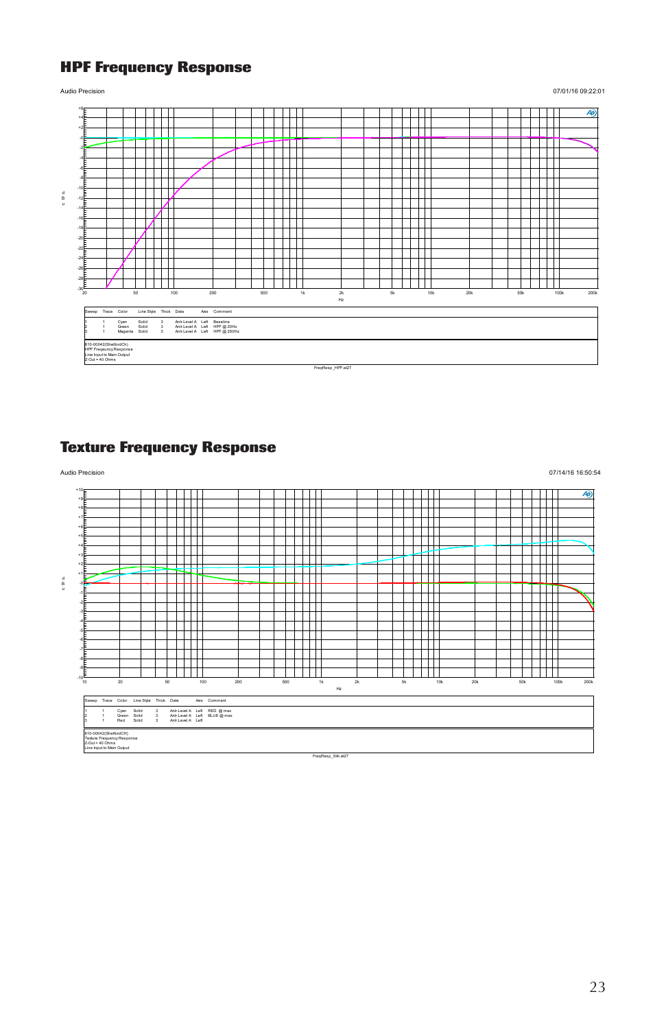## HPF Frequency Response

Audio Precision

07/01/16 09:22:01

+6
+4
+2
-0
-2
-4
-6
-8
-10
-12
-14
-16
-18
-20
-22
-24
-26
-28
-30

d
B
u

20 50 100 200 500 1k 2k 5k 10k 20k 50k 100k 200k

Hz

| Sweep | Trace | Color | Line Style | Thick | Data | Axis | Comment |
|---|---|---|---|---|---|---|---|
| 1 | 1 | Cyan | Solid | 3 | Anlr.Level A | Left | Baseline |
| 2 | 1 | Green | Solid | 3 | Anlr.Level A | Left | HPF @ 20Hz |
| 3 | 1 | Magenta | Solid | 3 | Anlr.Level A | Left | HPF @ 250Hz |

810-00042(ShelfordCh)
HPF Frequency Response
Line Input to Main Output
Z-Out = 40 Ohms

FreqResp_HPF.at27

## Texture Frequency Response

Audio Precision

07/14/16 16:50:54

+10
+9
+8
+7
+6
+5
+4
+3
+2
+1
-0
-1
-2
-3
-4
-5
-6
-7
-8
-9
-10

d
B
u

10 20 50 100 200 500 1k 2k 5k 10k 20k 50k 100k 200k

Hz

| Sweep | Trace | Color | Line Style | Thick | Data | Axis | Comment |
|---|---|---|---|---|---|---|---|
| 1 | 1 | Cyan | Solid | 3 | Anlr.Level A | Left | RED @ max |
| 2 | 1 | Green | Solid | 3 | Anlr.Level A | Left | BLUE @ max |
| 3 | 1 | Red | Solid | 3 | Anlr.Level A | Left | |

810-00042(ShelfordCH)
Texture Frequency Response
Z-Out = 40 Ohms
Line Input to Main Output

FreqResp_Silk.at27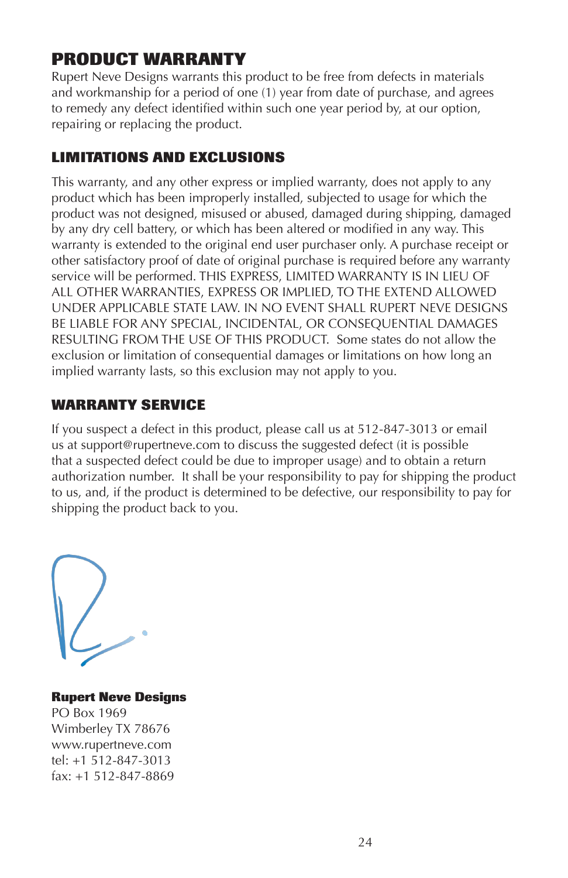# PRODUCT WARRANTY

Rupert Neve Designs warrants this product to be free from defects in materials and workmanship for a period of one (1) year from date of purchase, and agrees to remedy any defect identified within such one year period by, at our option, repairing or replacing the product.

## LIMITATIONS AND EXCLUSIONS

This warranty, and any other express or implied warranty, does not apply to any product which has been improperly installed, subjected to usage for which the product was not designed, misused or abused, damaged during shipping, damaged by any dry cell battery, or which has been altered or modified in any way. This warranty is extended to the original end user purchaser only. A purchase receipt or other satisfactory proof of date of original purchase is required before any warranty service will be performed. THIS EXPRESS, LIMITED WARRANTY IS IN LIEU OF ALL OTHER WARRANTIES, EXPRESS OR IMPLIED, TO THE EXTEND ALLOWED UNDER APPLICABLE STATE LAW. IN NO EVENT SHALL RUPERT NEVE DESIGNS BE LIABLE FOR ANY SPECIAL, INCIDENTAL, OR CONSEQUENTIAL DAMAGES RESULTING FROM THE USE OF THIS PRODUCT. Some states do not allow the exclusion or limitation of consequential damages or limitations on how long an implied warranty lasts, so this exclusion may not apply to you.

## WARRANTY SERVICE

If you suspect a defect in this product, please call us at 512-847-3013 or email us at support@rupertneve.com to discuss the suggested defect (it is possible that a suspected defect could be due to improper usage) and to obtain a return authorization number. It shall be your responsibility to pay for shipping the product to us, and, if the product is determined to be defective, our responsibility to pay for shipping the product back to you.

**Rupert Neve Designs**
PO Box 1969
Wimberley TX 78676
www.rupertneve.com
tel: +1 512-847-3013
fax: +1 512-847-8869